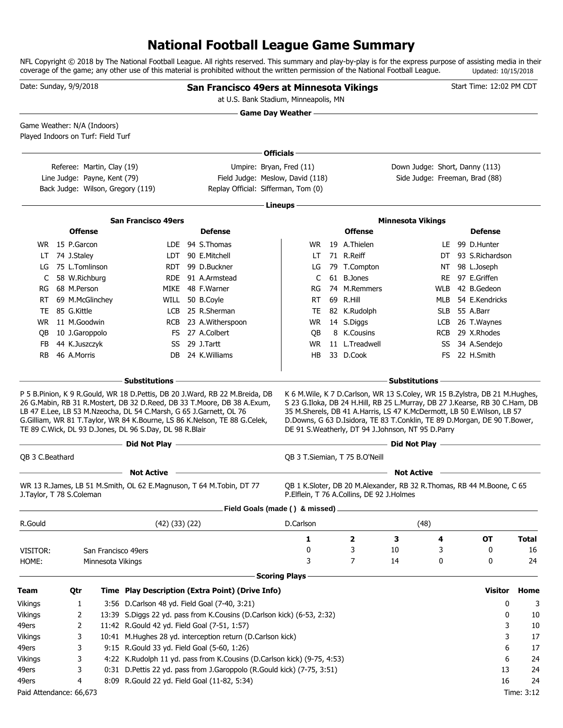# National Football League Game Summary

NFL Copyright © 2018 by The National Football League. All rights reserved. This summary and play-by-play is for the express purpose of assisting media in their coverage of the game; any other use of this material is prohibited without the written permission of the National Football League. Updated: 10/15/2018

Date: Sunday, 9/9/2018

## San Francisco 49ers at Minnesota Vikings

at U.S. Bank Stadium, Minneapolis, MN

Start Time: 12:02 PM CDT

### Game Day Weather

Game Weather: N/A (Indoors)
Played Indoors on Turf: Field Turf

### Officials

| | | |
|---|---|---|
| Referee: Martin, Clay (19) | Umpire: Bryan, Fred (11) | Down Judge: Short, Danny (113) |
| Line Judge: Payne, Kent (79) | Field Judge: Meslow, David (118) | Side Judge: Freeman, Brad (88) |
| Back Judge: Wilson, Gregory (119) | Replay Official: Sifferman, Tom (0) | |

### Lineups

**San Francisco 49ers**

| Offense | | | Defense | | |
|---|---|---|---|---|---|
| WR | 15 | P.Garcon | LDE | 94 | S.Thomas |
| LT | 74 | J.Staley | LDT | 90 | E.Mitchell |
| LG | 75 | L.Tomlinson | RDT | 99 | D.Buckner |
| C | 58 | W.Richburg | RDE | 91 | A.Armstead |
| RG | 68 | M.Person | MIKE | 48 | F.Warner |
| RT | 69 | M.McGlinchey | WILL | 50 | B.Coyle |
| TE | 85 | G.Kittle | LCB | 25 | R.Sherman |
| WR | 11 | M.Goodwin | RCB | 23 | A.Witherspoon |
| QB | 10 | J.Garoppolo | FS | 27 | A.Colbert |
| FB | 44 | K.Juszczyk | SS | 29 | J.Tartt |
| RB | 46 | A.Morris | DB | 24 | K.Williams |

**Minnesota Vikings**

| Offense | | | Defense | | |
|---|---|---|---|---|---|
| WR | 19 | A.Thielen | LE | 99 | D.Hunter |
| LT | 71 | R.Reiff | DT | 93 | S.Richardson |
| LG | 79 | T.Compton | NT | 98 | L.Joseph |
| C | 61 | B.Jones | RE | 97 | E.Griffen |
| RG | 74 | M.Remmers | WLB | 42 | B.Gedeon |
| RT | 69 | R.Hill | MLB | 54 | E.Kendricks |
| TE | 82 | K.Rudolph | SLB | 55 | A.Barr |
| WR | 14 | S.Diggs | LCB | 26 | T.Waynes |
| QB | 8 | K.Cousins | RCB | 29 | X.Rhodes |
| WR | 11 | L.Treadwell | SS | 34 | A.Sendejo |
| HB | 33 | D.Cook | FS | 22 | H.Smith |

### Substitutions

**San Francisco 49ers:** P 5 B.Pinion, K 9 R.Gould, WR 18 D.Pettis, DB 20 J.Ward, RB 22 M.Breida, DB 26 G.Mabin, RB 31 R.Mostert, DB 32 D.Reed, DB 33 T.Moore, DB 38 A.Exum, LB 47 E.Lee, LB 53 M.Nzeocha, DL 54 C.Marsh, G 65 J.Garnett, OL 76 G.Gilliam, WR 81 T.Taylor, WR 84 K.Bourne, LS 86 K.Nelson, TE 88 G.Celek, TE 89 C.Wick, DL 93 D.Jones, DL 96 S.Day, DL 98 R.Blair

**Minnesota Vikings:** K 6 M.Wile, K 7 D.Carlson, WR 13 S.Coley, WR 15 B.Zylstra, DB 21 M.Hughes, S 23 G.Iloka, DB 24 H.Hill, RB 25 L.Murray, DB 27 J.Kearse, RB 30 C.Ham, DB 35 M.Sherels, DB 41 A.Harris, LS 47 K.McDermott, LB 50 E.Wilson, LB 57 D.Downs, G 63 D.Isidora, TE 83 T.Conklin, TE 89 D.Morgan, DE 90 T.Bower, DE 91 S.Weatherly, DT 94 J.Johnson, NT 95 D.Parry

### Did Not Play

**San Francisco 49ers:** QB 3 C.Beathard

**Minnesota Vikings:** QB 3 T.Siemian, T 75 B.O'Neill

### Not Active

**San Francisco 49ers:** WR 13 R.James, LB 51 M.Smith, OL 62 E.Magnuson, T 64 M.Tobin, DT 77 J.Taylor, T 78 S.Coleman

**Minnesota Vikings:** QB 1 K.Sloter, DB 20 M.Alexander, RB 32 R.Thomas, RB 44 M.Boone, C 65 P.Elflein, T 76 A.Collins, DE 92 J.Holmes

### Field Goals (made ( ) & missed)

| | |
|---|---|
| R.Gould | (42) (33) (22) |
| D.Carlson | (48) |

| | | 1 | 2 | 3 | 4 | OT | Total |
|---|---|---|---|---|---|---|---|
| VISITOR: | San Francisco 49ers | 0 | 3 | 10 | 3 | 0 | 16 |
| HOME: | Minnesota Vikings | 3 | 7 | 14 | 0 | 0 | 24 |

### Scoring Plays

| Team | Qtr | Time | Play Description (Extra Point) (Drive Info) | Visitor | Home |
|---|---|---|---|---|---|
| Vikings | 1 | 3:56 | D.Carlson 48 yd. Field Goal (7-40, 3:21) | 0 | 3 |
| Vikings | 2 | 13:39 | S.Diggs 22 yd. pass from K.Cousins (D.Carlson kick) (6-53, 2:32) | 0 | 10 |
| 49ers | 2 | 11:42 | R.Gould 42 yd. Field Goal (7-51, 1:57) | 3 | 10 |
| Vikings | 3 | 10:41 | M.Hughes 28 yd. interception return (D.Carlson kick) | 3 | 17 |
| 49ers | 3 | 9:15 | R.Gould 33 yd. Field Goal (5-60, 1:26) | 6 | 17 |
| Vikings | 3 | 4:22 | K.Rudolph 11 yd. pass from K.Cousins (D.Carlson kick) (9-75, 4:53) | 6 | 24 |
| 49ers | 3 | 0:31 | D.Pettis 22 yd. pass from J.Garoppolo (R.Gould kick) (7-75, 3:51) | 13 | 24 |
| 49ers | 4 | 8:09 | R.Gould 22 yd. Field Goal (11-82, 5:34) | 16 | 24 |

Paid Attendance: 66,673

Time: 3:12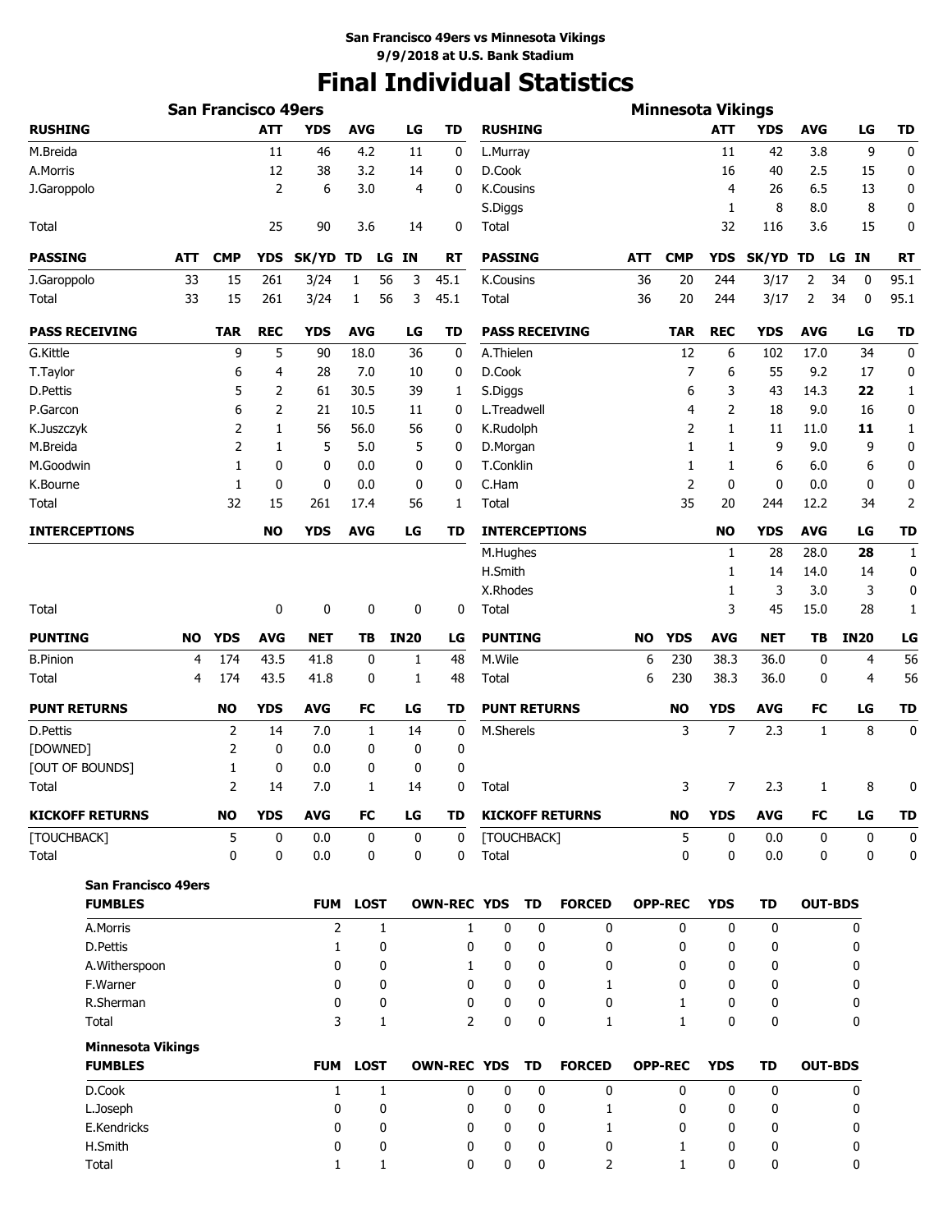San Francisco 49ers vs Minnesota Vikings
9/9/2018 at U.S. Bank Stadium

# Final Individual Statistics

## San Francisco 49ers

| RUSHING | ATT | YDS | AVG | LG | TD |
|---|---|---|---|---|---|
| M.Breida | 11 | 46 | 4.2 | 11 | 0 |
| A.Morris | 12 | 38 | 3.2 | 14 | 0 |
| J.Garoppolo | 2 | 6 | 3.0 | 4 | 0 |
| Total | 25 | 90 | 3.6 | 14 | 0 |

| PASSING | ATT | CMP | YDS | SK/YD | TD | LG | IN | RT |
|---|---|---|---|---|---|---|---|---|
| J.Garoppolo | 33 | 15 | 261 | 3/24 | 1 | 56 | 3 | 45.1 |
| Total | 33 | 15 | 261 | 3/24 | 1 | 56 | 3 | 45.1 |

| PASS RECEIVING | TAR | REC | YDS | AVG | LG | TD |
|---|---|---|---|---|---|---|
| G.Kittle | 9 | 5 | 90 | 18.0 | 36 | 0 |
| T.Taylor | 6 | 4 | 28 | 7.0 | 10 | 0 |
| D.Pettis | 5 | 2 | 61 | 30.5 | 39 | 1 |
| P.Garcon | 6 | 2 | 21 | 10.5 | 11 | 0 |
| K.Juszczyk | 2 | 1 | 56 | 56.0 | 56 | 0 |
| M.Breida | 2 | 1 | 5 | 5.0 | 5 | 0 |
| M.Goodwin | 1 | 0 | 0 | 0.0 | 0 | 0 |
| K.Bourne | 1 | 0 | 0 | 0.0 | 0 | 0 |
| Total | 32 | 15 | 261 | 17.4 | 56 | 1 |

| INTERCEPTIONS | NO | YDS | AVG | LG | TD |
|---|---|---|---|---|---|
| Total | 0 | 0 | 0 | 0 | 0 |

| PUNTING | NO | YDS | AVG | NET | TB | IN20 | LG |
|---|---|---|---|---|---|---|---|
| B.Pinion | 4 | 174 | 43.5 | 41.8 | 0 | 1 | 48 |
| Total | 4 | 174 | 43.5 | 41.8 | 0 | 1 | 48 |

| PUNT RETURNS | NO | YDS | AVG | FC | LG | TD |
|---|---|---|---|---|---|---|
| D.Pettis | 2 | 14 | 7.0 | 1 | 14 | 0 |
| [DOWNED] | 2 | 0 | 0.0 | 0 | 0 | 0 |
| [OUT OF BOUNDS] | 1 | 0 | 0.0 | 0 | 0 | 0 |
| Total | 2 | 14 | 7.0 | 1 | 14 | 0 |

| KICKOFF RETURNS | NO | YDS | AVG | FC | LG | TD |
|---|---|---|---|---|---|---|
| [TOUCHBACK] | 5 | 0 | 0.0 | 0 | 0 | 0 |
| Total | 0 | 0 | 0.0 | 0 | 0 | 0 |

## Minnesota Vikings

| RUSHING | ATT | YDS | AVG | LG | TD |
|---|---|---|---|---|---|
| L.Murray | 11 | 42 | 3.8 | 9 | 0 |
| D.Cook | 16 | 40 | 2.5 | 15 | 0 |
| K.Cousins | 4 | 26 | 6.5 | 13 | 0 |
| S.Diggs | 1 | 8 | 8.0 | 8 | 0 |
| Total | 32 | 116 | 3.6 | 15 | 0 |

| PASSING | ATT | CMP | YDS | SK/YD | TD | LG | IN | RT |
|---|---|---|---|---|---|---|---|---|
| K.Cousins | 36 | 20 | 244 | 3/17 | 2 | 34 | 0 | 95.1 |
| Total | 36 | 20 | 244 | 3/17 | 2 | 34 | 0 | 95.1 |

| PASS RECEIVING | TAR | REC | YDS | AVG | LG | TD |
|---|---|---|---|---|---|---|
| A.Thielen | 12 | 6 | 102 | 17.0 | 34 | 0 |
| D.Cook | 7 | 6 | 55 | 9.2 | 17 | 0 |
| S.Diggs | 6 | 3 | 43 | 14.3 | **22** | 1 |
| L.Treadwell | 4 | 2 | 18 | 9.0 | 16 | 0 |
| K.Rudolph | 2 | 1 | 11 | 11.0 | **11** | 1 |
| D.Morgan | 1 | 1 | 9 | 9.0 | 9 | 0 |
| T.Conklin | 1 | 1 | 6 | 6.0 | 6 | 0 |
| C.Ham | 2 | 0 | 0 | 0.0 | 0 | 0 |
| Total | 35 | 20 | 244 | 12.2 | 34 | 2 |

| INTERCEPTIONS | NO | YDS | AVG | LG | TD |
|---|---|---|---|---|---|
| M.Hughes | 1 | 28 | 28.0 | **28** | 1 |
| H.Smith | 1 | 14 | 14.0 | 14 | 0 |
| X.Rhodes | 1 | 3 | 3.0 | 3 | 0 |
| Total | 3 | 45 | 15.0 | 28 | 1 |

| PUNTING | NO | YDS | AVG | NET | TB | IN20 | LG |
|---|---|---|---|---|---|---|---|
| M.Wile | 6 | 230 | 38.3 | 36.0 | 0 | 4 | 56 |
| Total | 6 | 230 | 38.3 | 36.0 | 0 | 4 | 56 |

| PUNT RETURNS | NO | YDS | AVG | FC | LG | TD |
|---|---|---|---|---|---|---|
| M.Sherels | 3 | 7 | 2.3 | 1 | 8 | 0 |
| Total | 3 | 7 | 2.3 | 1 | 8 | 0 |

| KICKOFF RETURNS | NO | YDS | AVG | FC | LG | TD |
|---|---|---|---|---|---|---|
| [TOUCHBACK] | 5 | 0 | 0.0 | 0 | 0 | 0 |
| Total | 0 | 0 | 0.0 | 0 | 0 | 0 |

### San Francisco 49ers

| FUMBLES | FUM | LOST | OWN-REC | YDS | TD | FORCED | OPP-REC | YDS | TD | OUT-BDS |
|---|---|---|---|---|---|---|---|---|---|---|
| A.Morris | 2 | 1 | 1 | 0 | 0 | 0 | 0 | 0 | 0 | 0 |
| D.Pettis | 1 | 0 | 0 | 0 | 0 | 0 | 0 | 0 | 0 | 0 |
| A.Witherspoon | 0 | 0 | 1 | 0 | 0 | 0 | 0 | 0 | 0 | 0 |
| F.Warner | 0 | 0 | 0 | 0 | 0 | 1 | 0 | 0 | 0 | 0 |
| R.Sherman | 0 | 0 | 0 | 0 | 0 | 0 | 1 | 0 | 0 | 0 |
| Total | 3 | 1 | 2 | 0 | 0 | 1 | 1 | 0 | 0 | 0 |

### Minnesota Vikings

| FUMBLES | FUM | LOST | OWN-REC | YDS | TD | FORCED | OPP-REC | YDS | TD | OUT-BDS |
|---|---|---|---|---|---|---|---|---|---|---|
| D.Cook | 1 | 1 | 0 | 0 | 0 | 0 | 0 | 0 | 0 | 0 |
| L.Joseph | 0 | 0 | 0 | 0 | 0 | 1 | 0 | 0 | 0 | 0 |
| E.Kendricks | 0 | 0 | 0 | 0 | 0 | 1 | 0 | 0 | 0 | 0 |
| H.Smith | 0 | 0 | 0 | 0 | 0 | 0 | 1 | 0 | 0 | 0 |
| Total | 1 | 1 | 0 | 0 | 0 | 2 | 1 | 0 | 0 | 0 |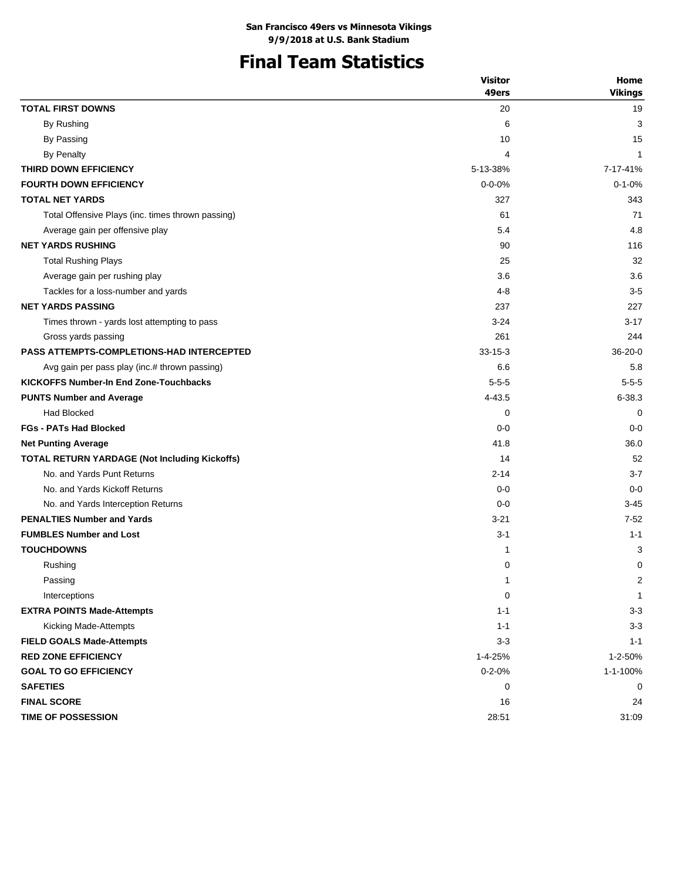**San Francisco 49ers vs Minnesota Vikings**
**9/9/2018 at U.S. Bank Stadium**

# Final Team Statistics

| | Visitor 49ers | Home Vikings |
|---|---|---|
| **TOTAL FIRST DOWNS** | 20 | 19 |
| By Rushing | 6 | 3 |
| By Passing | 10 | 15 |
| By Penalty | 4 | 1 |
| **THIRD DOWN EFFICIENCY** | 5-13-38% | 7-17-41% |
| **FOURTH DOWN EFFICIENCY** | 0-0-0% | 0-1-0% |
| **TOTAL NET YARDS** | 327 | 343 |
| Total Offensive Plays (inc. times thrown passing) | 61 | 71 |
| Average gain per offensive play | 5.4 | 4.8 |
| **NET YARDS RUSHING** | 90 | 116 |
| Total Rushing Plays | 25 | 32 |
| Average gain per rushing play | 3.6 | 3.6 |
| Tackles for a loss-number and yards | 4-8 | 3-5 |
| **NET YARDS PASSING** | 237 | 227 |
| Times thrown - yards lost attempting to pass | 3-24 | 3-17 |
| Gross yards passing | 261 | 244 |
| **PASS ATTEMPTS-COMPLETIONS-HAD INTERCEPTED** | 33-15-3 | 36-20-0 |
| Avg gain per pass play (inc.# thrown passing) | 6.6 | 5.8 |
| **KICKOFFS Number-In End Zone-Touchbacks** | 5-5-5 | 5-5-5 |
| **PUNTS Number and Average** | 4-43.5 | 6-38.3 |
| Had Blocked | 0 | 0 |
| **FGs - PATs Had Blocked** | 0-0 | 0-0 |
| **Net Punting Average** | 41.8 | 36.0 |
| **TOTAL RETURN YARDAGE (Not Including Kickoffs)** | 14 | 52 |
| No. and Yards Punt Returns | 2-14 | 3-7 |
| No. and Yards Kickoff Returns | 0-0 | 0-0 |
| No. and Yards Interception Returns | 0-0 | 3-45 |
| **PENALTIES Number and Yards** | 3-21 | 7-52 |
| **FUMBLES Number and Lost** | 3-1 | 1-1 |
| **TOUCHDOWNS** | 1 | 3 |
| Rushing | 0 | 0 |
| Passing | 1 | 2 |
| Interceptions | 0 | 1 |
| **EXTRA POINTS Made-Attempts** | 1-1 | 3-3 |
| Kicking Made-Attempts | 1-1 | 3-3 |
| **FIELD GOALS Made-Attempts** | 3-3 | 1-1 |
| **RED ZONE EFFICIENCY** | 1-4-25% | 1-2-50% |
| **GOAL TO GO EFFICIENCY** | 0-2-0% | 1-1-100% |
| **SAFETIES** | 0 | 0 |
| **FINAL SCORE** | 16 | 24 |
| **TIME OF POSSESSION** | 28:51 | 31:09 |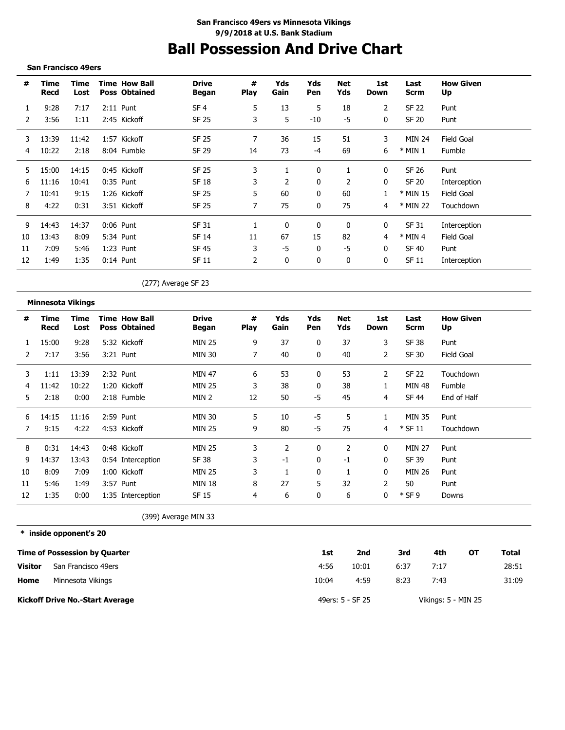**San Francisco 49ers vs Minnesota Vikings**
**9/9/2018 at U.S. Bank Stadium**

# Ball Possession And Drive Chart

**San Francisco 49ers**

| # | Time Recd | Time Lost | Time Poss | How Ball Obtained | Drive Began | # Play | Yds Gain | Yds Pen | Net Yds | 1st Down | Last Scrm | How Given Up |
|---|---|---|---|---|---|---|---|---|---|---|---|---|
| 1 | 9:28 | 7:17 | 2:11 | Punt | SF 4 | 5 | 13 | 5 | 18 | 2 | SF 22 | Punt |
| 2 | 3:56 | 1:11 | 2:45 | Kickoff | SF 25 | 3 | 5 | -10 | -5 | 0 | SF 20 | Punt |
| 3 | 13:39 | 11:42 | 1:57 | Kickoff | SF 25 | 7 | 36 | 15 | 51 | 3 | MIN 24 | Field Goal |
| 4 | 10:22 | 2:18 | 8:04 | Fumble | SF 29 | 14 | 73 | -4 | 69 | 6 | * MIN 1 | Fumble |
| 5 | 15:00 | 14:15 | 0:45 | Kickoff | SF 25 | 3 | 1 | 0 | 1 | 0 | SF 26 | Punt |
| 6 | 11:16 | 10:41 | 0:35 | Punt | SF 18 | 3 | 2 | 0 | 2 | 0 | SF 20 | Interception |
| 7 | 10:41 | 9:15 | 1:26 | Kickoff | SF 25 | 5 | 60 | 0 | 60 | 1 | * MIN 15 | Field Goal |
| 8 | 4:22 | 0:31 | 3:51 | Kickoff | SF 25 | 7 | 75 | 0 | 75 | 4 | * MIN 22 | Touchdown |
| 9 | 14:43 | 14:37 | 0:06 | Punt | SF 31 | 1 | 0 | 0 | 0 | 0 | SF 31 | Interception |
| 10 | 13:43 | 8:09 | 5:34 | Punt | SF 14 | 11 | 67 | 15 | 82 | 4 | * MIN 4 | Field Goal |
| 11 | 7:09 | 5:46 | 1:23 | Punt | SF 45 | 3 | -5 | 0 | -5 | 0 | SF 40 | Punt |
| 12 | 1:49 | 1:35 | 0:14 | Punt | SF 11 | 2 | 0 | 0 | 0 | 0 | SF 11 | Interception |

(277) Average SF 23

**Minnesota Vikings**

| # | Time Recd | Time Lost | Time Poss | How Ball Obtained | Drive Began | # Play | Yds Gain | Yds Pen | Net Yds | 1st Down | Last Scrm | How Given Up |
|---|---|---|---|---|---|---|---|---|---|---|---|---|
| 1 | 15:00 | 9:28 | 5:32 | Kickoff | MIN 25 | 9 | 37 | 0 | 37 | 3 | SF 38 | Punt |
| 2 | 7:17 | 3:56 | 3:21 | Punt | MIN 30 | 7 | 40 | 0 | 40 | 2 | SF 30 | Field Goal |
| 3 | 1:11 | 13:39 | 2:32 | Punt | MIN 47 | 6 | 53 | 0 | 53 | 2 | SF 22 | Touchdown |
| 4 | 11:42 | 10:22 | 1:20 | Kickoff | MIN 25 | 3 | 38 | 0 | 38 | 1 | MIN 48 | Fumble |
| 5 | 2:18 | 0:00 | 2:18 | Fumble | MIN 2 | 12 | 50 | -5 | 45 | 4 | SF 44 | End of Half |
| 6 | 14:15 | 11:16 | 2:59 | Punt | MIN 30 | 5 | 10 | -5 | 5 | 1 | MIN 35 | Punt |
| 7 | 9:15 | 4:22 | 4:53 | Kickoff | MIN 25 | 9 | 80 | -5 | 75 | 4 | * SF 11 | Touchdown |
| 8 | 0:31 | 14:43 | 0:48 | Kickoff | MIN 25 | 3 | 2 | 0 | 2 | 0 | MIN 27 | Punt |
| 9 | 14:37 | 13:43 | 0:54 | Interception | SF 38 | 3 | -1 | 0 | -1 | 0 | SF 39 | Punt |
| 10 | 8:09 | 7:09 | 1:00 | Kickoff | MIN 25 | 3 | 1 | 0 | 1 | 0 | MIN 26 | Punt |
| 11 | 5:46 | 1:49 | 3:57 | Punt | MIN 18 | 8 | 27 | 5 | 32 | 2 | 50 | Punt |
| 12 | 1:35 | 0:00 | 1:35 | Interception | SF 15 | 4 | 6 | 0 | 6 | 0 | * SF 9 | Downs |

(399) Average MIN 33

**\* inside opponent's 20**

**Time of Possession by Quarter**

| | | 1st | 2nd | 3rd | 4th | OT | Total |
|---|---|---|---|---|---|---|---|
| **Visitor** | San Francisco 49ers | 4:56 | 10:01 | 6:37 | 7:17 | | 28:51 |
| **Home** | Minnesota Vikings | 10:04 | 4:59 | 8:23 | 7:43 | | 31:09 |

**Kickoff Drive No.-Start Average** 49ers: 5 - SF 25 Vikings: 5 - MIN 25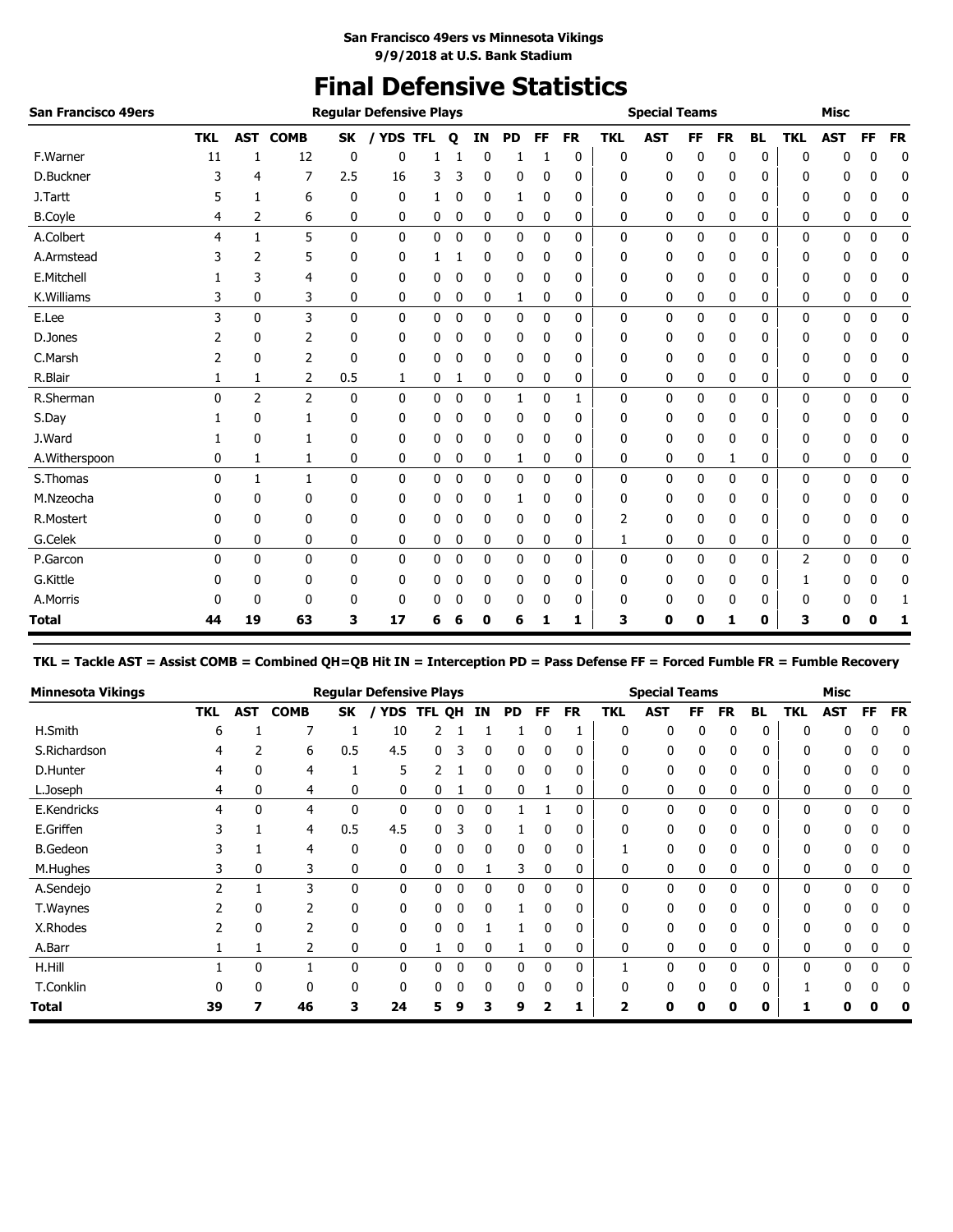San Francisco 49ers vs Minnesota Vikings
9/9/2018 at U.S. Bank Stadium

# Final Defensive Statistics

| San Francisco 49ers | Regular Defensive Plays | | | | | | | | | | | Special Teams | | | | | Misc | | | |
|---|---|---|---|---|---|---|---|---|---|---|---|---|---|---|---|---|---|---|---|---|
| | TKL | AST | COMB | SK | / YDS | TFL | Q | IN | PD | FF | FR | TKL | AST | FF | FR | BL | TKL | AST | FF | FR |
| F.Warner | 11 | 1 | 12 | 0 | 0 | 1 | 1 | 0 | 1 | 1 | 0 | 0 | 0 | 0 | 0 | 0 | 0 | 0 | 0 | 0 |
| D.Buckner | 3 | 4 | 7 | 2.5 | 16 | 3 | 3 | 0 | 0 | 0 | 0 | 0 | 0 | 0 | 0 | 0 | 0 | 0 | 0 | 0 |
| J.Tartt | 5 | 1 | 6 | 0 | 0 | 1 | 0 | 0 | 1 | 0 | 0 | 0 | 0 | 0 | 0 | 0 | 0 | 0 | 0 | 0 |
| B.Coyle | 4 | 2 | 6 | 0 | 0 | 0 | 0 | 0 | 0 | 0 | 0 | 0 | 0 | 0 | 0 | 0 | 0 | 0 | 0 | 0 |
| A.Colbert | 4 | 1 | 5 | 0 | 0 | 0 | 0 | 0 | 0 | 0 | 0 | 0 | 0 | 0 | 0 | 0 | 0 | 0 | 0 | 0 |
| A.Armstead | 3 | 2 | 5 | 0 | 0 | 1 | 1 | 0 | 0 | 0 | 0 | 0 | 0 | 0 | 0 | 0 | 0 | 0 | 0 | 0 |
| E.Mitchell | 1 | 3 | 4 | 0 | 0 | 0 | 0 | 0 | 0 | 0 | 0 | 0 | 0 | 0 | 0 | 0 | 0 | 0 | 0 | 0 |
| K.Williams | 3 | 0 | 3 | 0 | 0 | 0 | 0 | 0 | 1 | 0 | 0 | 0 | 0 | 0 | 0 | 0 | 0 | 0 | 0 | 0 |
| E.Lee | 3 | 0 | 3 | 0 | 0 | 0 | 0 | 0 | 0 | 0 | 0 | 0 | 0 | 0 | 0 | 0 | 0 | 0 | 0 | 0 |
| D.Jones | 2 | 0 | 2 | 0 | 0 | 0 | 0 | 0 | 0 | 0 | 0 | 0 | 0 | 0 | 0 | 0 | 0 | 0 | 0 | 0 |
| C.Marsh | 2 | 0 | 2 | 0 | 0 | 0 | 0 | 0 | 0 | 0 | 0 | 0 | 0 | 0 | 0 | 0 | 0 | 0 | 0 | 0 |
| R.Blair | 1 | 1 | 2 | 0.5 | 1 | 0 | 1 | 0 | 0 | 0 | 0 | 0 | 0 | 0 | 0 | 0 | 0 | 0 | 0 | 0 |
| R.Sherman | 0 | 2 | 2 | 0 | 0 | 0 | 0 | 0 | 1 | 0 | 1 | 0 | 0 | 0 | 0 | 0 | 0 | 0 | 0 | 0 |
| S.Day | 1 | 0 | 1 | 0 | 0 | 0 | 0 | 0 | 0 | 0 | 0 | 0 | 0 | 0 | 0 | 0 | 0 | 0 | 0 | 0 |
| J.Ward | 1 | 0 | 1 | 0 | 0 | 0 | 0 | 0 | 0 | 0 | 0 | 0 | 0 | 0 | 0 | 0 | 0 | 0 | 0 | 0 |
| A.Witherspoon | 0 | 1 | 1 | 0 | 0 | 0 | 0 | 0 | 1 | 0 | 0 | 0 | 0 | 0 | 1 | 0 | 0 | 0 | 0 | 0 |
| S.Thomas | 0 | 1 | 1 | 0 | 0 | 0 | 0 | 0 | 0 | 0 | 0 | 0 | 0 | 0 | 0 | 0 | 0 | 0 | 0 | 0 |
| M.Nzeocha | 0 | 0 | 0 | 0 | 0 | 0 | 0 | 0 | 1 | 0 | 0 | 0 | 0 | 0 | 0 | 0 | 0 | 0 | 0 | 0 |
| R.Mostert | 0 | 0 | 0 | 0 | 0 | 0 | 0 | 0 | 0 | 0 | 0 | 2 | 0 | 0 | 0 | 0 | 0 | 0 | 0 | 0 |
| G.Celek | 0 | 0 | 0 | 0 | 0 | 0 | 0 | 0 | 0 | 0 | 0 | 1 | 0 | 0 | 0 | 0 | 0 | 0 | 0 | 0 |
| P.Garcon | 0 | 0 | 0 | 0 | 0 | 0 | 0 | 0 | 0 | 0 | 0 | 0 | 0 | 0 | 0 | 0 | 2 | 0 | 0 | 0 |
| G.Kittle | 0 | 0 | 0 | 0 | 0 | 0 | 0 | 0 | 0 | 0 | 0 | 0 | 0 | 0 | 0 | 0 | 1 | 0 | 0 | 0 |
| A.Morris | 0 | 0 | 0 | 0 | 0 | 0 | 0 | 0 | 0 | 0 | 0 | 0 | 0 | 0 | 0 | 0 | 0 | 0 | 0 | 1 |
| **Total** | **44** | **19** | **63** | **3** | **17** | **6** | **6** | **0** | **6** | **1** | **1** | **3** | **0** | **0** | **1** | **0** | **3** | **0** | **0** | **1** |

**TKL = Tackle AST = Assist COMB = Combined QH=QB Hit IN = Interception PD = Pass Defense FF = Forced Fumble FR = Fumble Recovery**

| Minnesota Vikings | Regular Defensive Plays | | | | | | | | | | | Special Teams | | | | | Misc | | | |
|---|---|---|---|---|---|---|---|---|---|---|---|---|---|---|---|---|---|---|---|---|
| | TKL | AST | COMB | SK | / YDS | TFL | QH | IN | PD | FF | FR | TKL | AST | FF | FR | BL | TKL | AST | FF | FR |
| H.Smith | 6 | 1 | 7 | 1 | 10 | 2 | 1 | 1 | 1 | 0 | 1 | 0 | 0 | 0 | 0 | 0 | 0 | 0 | 0 | 0 |
| S.Richardson | 4 | 2 | 6 | 0.5 | 4.5 | 0 | 3 | 0 | 0 | 0 | 0 | 0 | 0 | 0 | 0 | 0 | 0 | 0 | 0 | 0 |
| D.Hunter | 4 | 0 | 4 | 1 | 5 | 2 | 1 | 0 | 0 | 0 | 0 | 0 | 0 | 0 | 0 | 0 | 0 | 0 | 0 | 0 |
| L.Joseph | 4 | 0 | 4 | 0 | 0 | 0 | 1 | 0 | 0 | 1 | 0 | 0 | 0 | 0 | 0 | 0 | 0 | 0 | 0 | 0 |
| E.Kendricks | 4 | 0 | 4 | 0 | 0 | 0 | 0 | 0 | 1 | 1 | 0 | 0 | 0 | 0 | 0 | 0 | 0 | 0 | 0 | 0 |
| E.Griffen | 3 | 1 | 4 | 0.5 | 4.5 | 0 | 3 | 0 | 1 | 0 | 0 | 0 | 0 | 0 | 0 | 0 | 0 | 0 | 0 | 0 |
| B.Gedeon | 3 | 1 | 4 | 0 | 0 | 0 | 0 | 0 | 0 | 0 | 0 | 1 | 0 | 0 | 0 | 0 | 0 | 0 | 0 | 0 |
| M.Hughes | 3 | 0 | 3 | 0 | 0 | 0 | 0 | 1 | 3 | 0 | 0 | 0 | 0 | 0 | 0 | 0 | 0 | 0 | 0 | 0 |
| A.Sendejo | 2 | 1 | 3 | 0 | 0 | 0 | 0 | 0 | 0 | 0 | 0 | 0 | 0 | 0 | 0 | 0 | 0 | 0 | 0 | 0 |
| T.Waynes | 2 | 0 | 2 | 0 | 0 | 0 | 0 | 0 | 1 | 0 | 0 | 0 | 0 | 0 | 0 | 0 | 0 | 0 | 0 | 0 |
| X.Rhodes | 2 | 0 | 2 | 0 | 0 | 0 | 0 | 1 | 1 | 0 | 0 | 0 | 0 | 0 | 0 | 0 | 0 | 0 | 0 | 0 |
| A.Barr | 1 | 1 | 2 | 0 | 0 | 1 | 0 | 0 | 1 | 0 | 0 | 0 | 0 | 0 | 0 | 0 | 0 | 0 | 0 | 0 |
| H.Hill | 1 | 0 | 1 | 0 | 0 | 0 | 0 | 0 | 0 | 0 | 0 | 1 | 0 | 0 | 0 | 0 | 0 | 0 | 0 | 0 |
| T.Conklin | 0 | 0 | 0 | 0 | 0 | 0 | 0 | 0 | 0 | 0 | 0 | 0 | 0 | 0 | 0 | 0 | 1 | 0 | 0 | 0 |
| **Total** | **39** | **7** | **46** | **3** | **24** | **5** | **9** | **3** | **9** | **2** | **1** | **2** | **0** | **0** | **0** | **0** | **1** | **0** | **0** | **0** |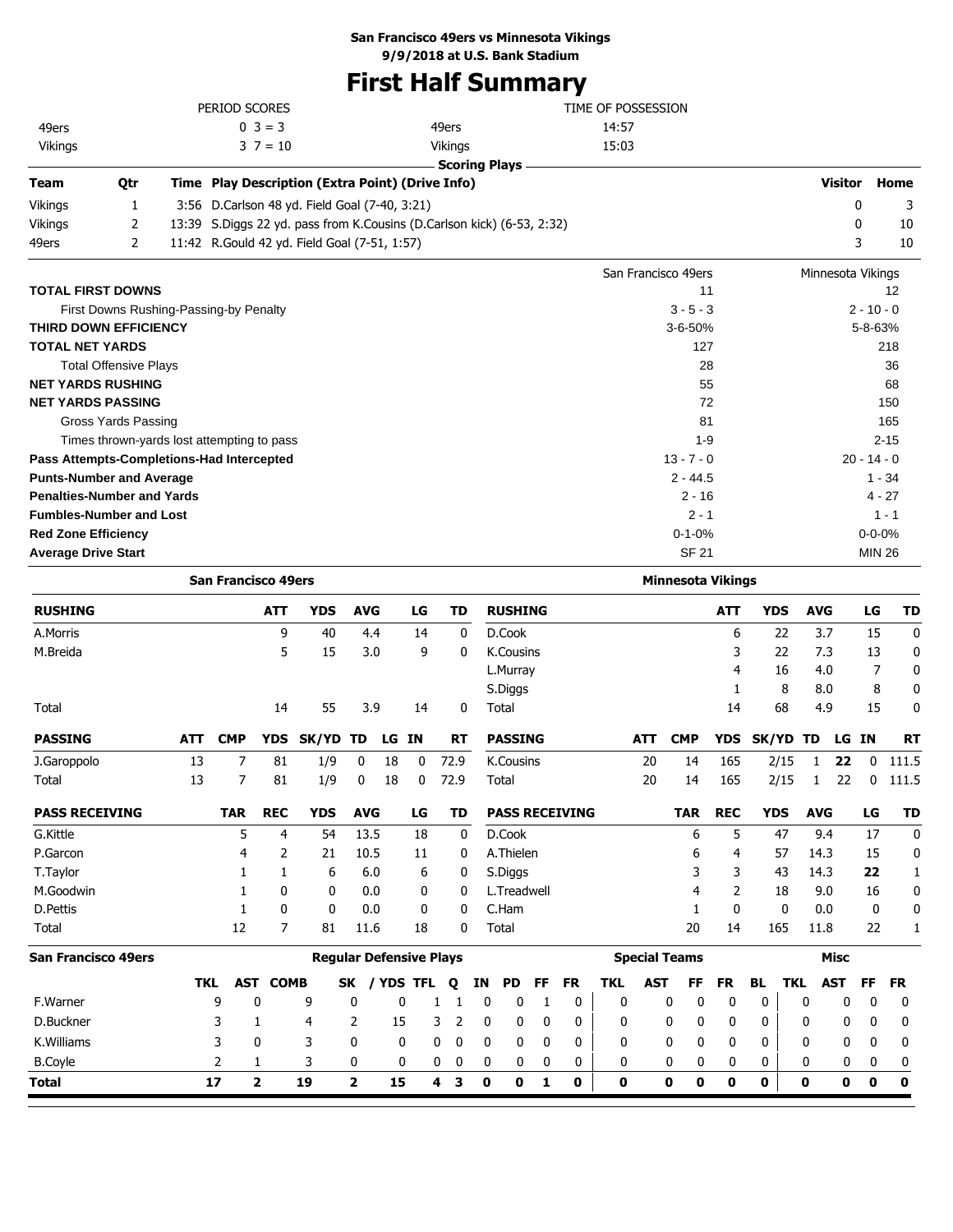**San Francisco 49ers vs Minnesota Vikings**
**9/9/2018 at U.S. Bank Stadium**

# First Half Summary

| PERIOD SCORES | | | TIME OF POSSESSION | |
|---|---|---|---|---|
| 49ers | 0 3 = 3 | | 49ers | 14:57 |
| Vikings | 3 7 = 10 | | Vikings | 15:03 |

### Scoring Plays

| Team | Qtr | Time | Play Description (Extra Point) (Drive Info) | Visitor | Home |
|---|---|---|---|---|---|
| Vikings | 1 | 3:56 | D.Carlson 48 yd. Field Goal (7-40, 3:21) | 0 | 3 |
| Vikings | 2 | 13:39 | S.Diggs 22 yd. pass from K.Cousins (D.Carlson kick) (6-53, 2:32) | 0 | 10 |
| 49ers | 2 | 11:42 | R.Gould 42 yd. Field Goal (7-51, 1:57) | 3 | 10 |

| | San Francisco 49ers | Minnesota Vikings |
|---|---|---|
| **TOTAL FIRST DOWNS** | 11 | 12 |
| First Downs Rushing-Passing-by Penalty | 3 - 5 - 3 | 2 - 10 - 0 |
| **THIRD DOWN EFFICIENCY** | 3-6-50% | 5-8-63% |
| **TOTAL NET YARDS** | 127 | 218 |
| Total Offensive Plays | 28 | 36 |
| **NET YARDS RUSHING** | 55 | 68 |
| **NET YARDS PASSING** | 72 | 150 |
| Gross Yards Passing | 81 | 165 |
| Times thrown-yards lost attempting to pass | 1-9 | 2-15 |
| **Pass Attempts-Completions-Had Intercepted** | 13 - 7 - 0 | 20 - 14 - 0 |
| **Punts-Number and Average** | 2 - 44.5 | 1 - 34 |
| **Penalties-Number and Yards** | 2 - 16 | 4 - 27 |
| **Fumbles-Number and Lost** | 2 - 1 | 1 - 1 |
| **Red Zone Efficiency** | 0-1-0% | 0-0-0% |
| **Average Drive Start** | SF 21 | MIN 26 |

### San Francisco 49ers

| RUSHING | ATT | YDS | AVG | LG | TD |
|---|---|---|---|---|---|
| A.Morris | 9 | 40 | 4.4 | 14 | 0 |
| M.Breida | 5 | 15 | 3.0 | 9 | 0 |
| Total | 14 | 55 | 3.9 | 14 | 0 |

| PASSING | ATT | CMP | YDS | SK/YD | TD | LG | IN | RT |
|---|---|---|---|---|---|---|---|---|
| J.Garoppolo | 13 | 7 | 81 | 1/9 | 0 | 18 | 0 | 72.9 |
| Total | 13 | 7 | 81 | 1/9 | 0 | 18 | 0 | 72.9 |

| PASS RECEIVING | TAR | REC | YDS | AVG | LG | TD |
|---|---|---|---|---|---|---|
| G.Kittle | 5 | 4 | 54 | 13.5 | 18 | 0 |
| P.Garcon | 4 | 2 | 21 | 10.5 | 11 | 0 |
| T.Taylor | 1 | 1 | 6 | 6.0 | 6 | 0 |
| M.Goodwin | 1 | 0 | 0 | 0.0 | 0 | 0 |
| D.Pettis | 1 | 0 | 0 | 0.0 | 0 | 0 |
| Total | 12 | 7 | 81 | 11.6 | 18 | 0 |

### Minnesota Vikings

| RUSHING | ATT | YDS | AVG | LG | TD |
|---|---|---|---|---|---|
| D.Cook | 6 | 22 | 3.7 | 15 | 0 |
| K.Cousins | 3 | 22 | 7.3 | 13 | 0 |
| L.Murray | 4 | 16 | 4.0 | 7 | 0 |
| S.Diggs | 1 | 8 | 8.0 | 8 | 0 |
| Total | 14 | 68 | 4.9 | 15 | 0 |

| PASSING | ATT | CMP | YDS | SK/YD | TD | LG | IN | RT |
|---|---|---|---|---|---|---|---|---|
| K.Cousins | 20 | 14 | 165 | 2/15 | 1 | **22** | 0 | 111.5 |
| Total | 20 | 14 | 165 | 2/15 | 1 | 22 | 0 | 111.5 |

| PASS RECEIVING | TAR | REC | YDS | AVG | LG | TD |
|---|---|---|---|---|---|---|
| D.Cook | 6 | 5 | 47 | 9.4 | 17 | 0 |
| A.Thielen | 6 | 4 | 57 | 14.3 | 15 | 0 |
| S.Diggs | 3 | 3 | 43 | 14.3 | **22** | 1 |
| L.Treadwell | 4 | 2 | 18 | 9.0 | 16 | 0 |
| C.Ham | 1 | 0 | 0 | 0.0 | 0 | 0 |
| Total | 20 | 14 | 165 | 11.8 | 22 | 1 |

### San Francisco 49ers

| | Regular Defensive Plays | | | | | | | | | | | Special Teams | | | | | Misc | | | |
|---|---|---|---|---|---|---|---|---|---|---|---|---|---|---|---|---|---|---|---|---|
| | TKL | AST | COMB | SK | / YDS | TFL | Q | IN | PD | FF | FR | TKL | AST | FF | FR | BL | TKL | AST | FF | FR |
| F.Warner | 9 | 0 | 9 | 0 | 0 | 1 | 1 | 0 | 0 | 1 | 0 | 0 | 0 | 0 | 0 | 0 | 0 | 0 | 0 | 0 |
| D.Buckner | 3 | 1 | 4 | 2 | 15 | 3 | 2 | 0 | 0 | 0 | 0 | 0 | 0 | 0 | 0 | 0 | 0 | 0 | 0 | 0 |
| K.Williams | 3 | 0 | 3 | 0 | 0 | 0 | 0 | 0 | 0 | 0 | 0 | 0 | 0 | 0 | 0 | 0 | 0 | 0 | 0 | 0 |
| B.Coyle | 2 | 1 | 3 | 0 | 0 | 0 | 0 | 0 | 0 | 0 | 0 | 0 | 0 | 0 | 0 | 0 | 0 | 0 | 0 | 0 |
| **Total** | **17** | **2** | **19** | **2** | **15** | **4** | **3** | **0** | **0** | **1** | **0** | **0** | **0** | **0** | **0** | **0** | **0** | **0** | **0** | **0** |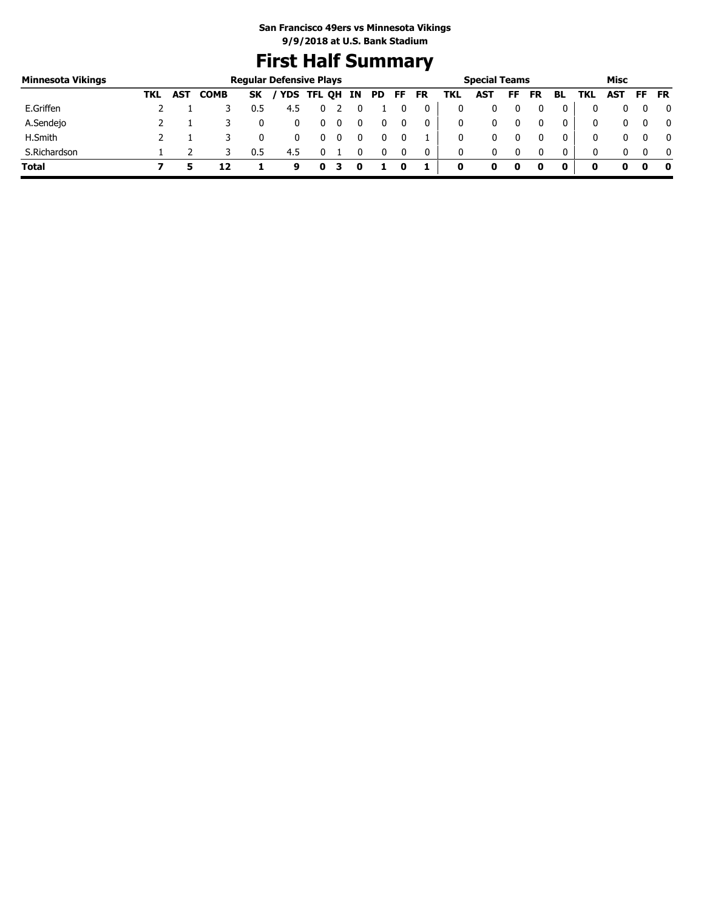**San Francisco 49ers vs Minnesota Vikings**
**9/9/2018 at U.S. Bank Stadium**

# First Half Summary

| Minnesota Vikings | Regular Defensive Plays | | | | | | | | | | | Special Teams | | | | | Misc | | | |
|---|---|---|---|---|---|---|---|---|---|---|---|---|---|---|---|---|---|---|---|---|
| | TKL | AST | COMB | SK | / YDS | TFL | QH | IN | PD | FF | FR | TKL | AST | FF | FR | BL | TKL | AST | FF | FR |
| E.Griffen | 2 | 1 | 3 | 0.5 | 4.5 | 0 | 2 | 0 | 1 | 0 | 0 | 0 | 0 | 0 | 0 | 0 | 0 | 0 | 0 | 0 |
| A.Sendejo | 2 | 1 | 3 | 0 | 0 | 0 | 0 | 0 | 0 | 0 | 0 | 0 | 0 | 0 | 0 | 0 | 0 | 0 | 0 | 0 |
| H.Smith | 2 | 1 | 3 | 0 | 0 | 0 | 0 | 0 | 0 | 0 | 1 | 0 | 0 | 0 | 0 | 0 | 0 | 0 | 0 | 0 |
| S.Richardson | 1 | 2 | 3 | 0.5 | 4.5 | 0 | 1 | 0 | 0 | 0 | 0 | 0 | 0 | 0 | 0 | 0 | 0 | 0 | 0 | 0 |
| **Total** | **7** | **5** | **12** | **1** | **9** | **0** | **3** | **0** | **1** | **0** | **1** | **0** | **0** | **0** | **0** | **0** | **0** | **0** | **0** | **0** |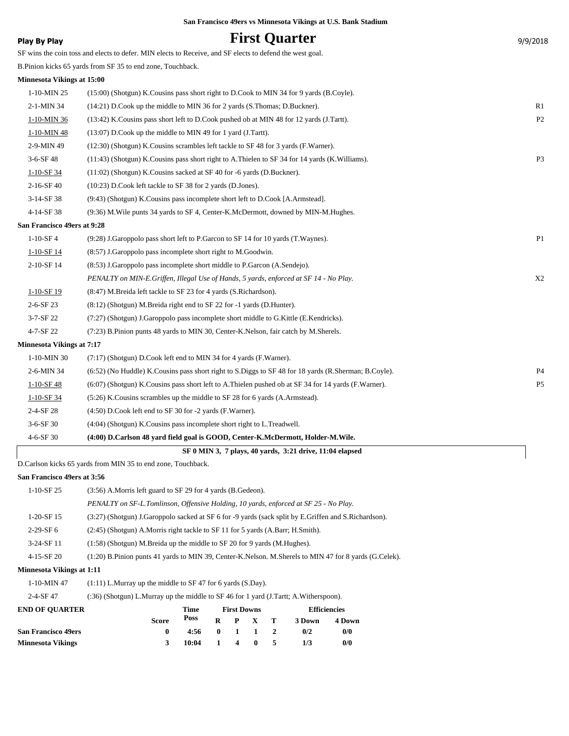San Francisco 49ers vs Minnesota Vikings at U.S. Bank Stadium

**Play By Play**

# First Quarter

9/9/2018

SF wins the coin toss and elects to defer. MIN elects to Receive, and SF elects to defend the west goal.

B.Pinion kicks 65 yards from SF 35 to end zone, Touchback.

**Minnesota Vikings at 15:00**

| | | |
|---|---|---|
| 1-10-MIN 25 | (15:00) (Shotgun) K.Cousins pass short right to D.Cook to MIN 34 for 9 yards (B.Coyle). | |
| 2-1-MIN 34 | (14:21) D.Cook up the middle to MIN 36 for 2 yards (S.Thomas; D.Buckner). | R1 |
| 1-10-MIN 36 | (13:42) K.Cousins pass short left to D.Cook pushed ob at MIN 48 for 12 yards (J.Tartt). | P2 |
| 1-10-MIN 48 | (13:07) D.Cook up the middle to MIN 49 for 1 yard (J.Tartt). | |
| 2-9-MIN 49 | (12:30) (Shotgun) K.Cousins scrambles left tackle to SF 48 for 3 yards (F.Warner). | |
| 3-6-SF 48 | (11:43) (Shotgun) K.Cousins pass short right to A.Thielen to SF 34 for 14 yards (K.Williams). | P3 |
| 1-10-SF 34 | (11:02) (Shotgun) K.Cousins sacked at SF 40 for -6 yards (D.Buckner). | |
| 2-16-SF 40 | (10:23) D.Cook left tackle to SF 38 for 2 yards (D.Jones). | |
| 3-14-SF 38 | (9:43) (Shotgun) K.Cousins pass incomplete short left to D.Cook [A.Armstead]. | |
| 4-14-SF 38 | (9:36) M.Wile punts 34 yards to SF 4, Center-K.McDermott, downed by MIN-M.Hughes. | |

**San Francisco 49ers at 9:28**

| | | |
|---|---|---|
| 1-10-SF 4 | (9:28) J.Garoppolo pass short left to P.Garcon to SF 14 for 10 yards (T.Waynes). | P1 |
| 1-10-SF 14 | (8:57) J.Garoppolo pass incomplete short right to M.Goodwin. | |
| 2-10-SF 14 | (8:53) J.Garoppolo pass incomplete short middle to P.Garcon (A.Sendejo). | |
| | *PENALTY on MIN-E.Griffen, Illegal Use of Hands, 5 yards, enforced at SF 14 - No Play.* | X2 |
| 1-10-SF 19 | (8:47) M.Breida left tackle to SF 23 for 4 yards (S.Richardson). | |
| 2-6-SF 23 | (8:12) (Shotgun) M.Breida right end to SF 22 for -1 yards (D.Hunter). | |
| 3-7-SF 22 | (7:27) (Shotgun) J.Garoppolo pass incomplete short middle to G.Kittle (E.Kendricks). | |
| 4-7-SF 22 | (7:23) B.Pinion punts 48 yards to MIN 30, Center-K.Nelson, fair catch by M.Sherels. | |

**Minnesota Vikings at 7:17**

| | | |
|---|---|---|
| 1-10-MIN 30 | (7:17) (Shotgun) D.Cook left end to MIN 34 for 4 yards (F.Warner). | |
| 2-6-MIN 34 | (6:52) (No Huddle) K.Cousins pass short right to S.Diggs to SF 48 for 18 yards (R.Sherman; B.Coyle). | P4 |
| 1-10-SF 48 | (6:07) (Shotgun) K.Cousins pass short left to A.Thielen pushed ob at SF 34 for 14 yards (F.Warner). | P5 |
| 1-10-SF 34 | (5:26) K.Cousins scrambles up the middle to SF 28 for 6 yards (A.Armstead). | |
| 2-4-SF 28 | (4:50) D.Cook left end to SF 30 for -2 yards (F.Warner). | |
| 3-6-SF 30 | (4:04) (Shotgun) K.Cousins pass incomplete short right to L.Treadwell. | |
| 4-6-SF 30 | **(4:00) D.Carlson 48 yard field goal is GOOD, Center-K.McDermott, Holder-M.Wile.** | |

**SF 0 MIN 3, 7 plays, 40 yards, 3:21 drive, 11:04 elapsed**

D.Carlson kicks 65 yards from MIN 35 to end zone, Touchback.

**San Francisco 49ers at 3:56**

| | |
|---|---|
| 1-10-SF 25 | (3:56) A.Morris left guard to SF 29 for 4 yards (B.Gedeon). |
| | *PENALTY on SF-L.Tomlinson, Offensive Holding, 10 yards, enforced at SF 25 - No Play.* |
| 1-20-SF 15 | (3:27) (Shotgun) J.Garoppolo sacked at SF 6 for -9 yards (sack split by E.Griffen and S.Richardson). |
| 2-29-SF 6 | (2:45) (Shotgun) A.Morris right tackle to SF 11 for 5 yards (A.Barr; H.Smith). |
| 3-24-SF 11 | (1:58) (Shotgun) M.Breida up the middle to SF 20 for 9 yards (M.Hughes). |
| 4-15-SF 20 | (1:20) B.Pinion punts 41 yards to MIN 39, Center-K.Nelson. M.Sherels to MIN 47 for 8 yards (G.Celek). |

**Minnesota Vikings at 1:11**

| | |
|---|---|
| 1-10-MIN 47 | (1:11) L.Murray up the middle to SF 47 for 6 yards (S.Day). |
| 2-4-SF 47 | (:36) (Shotgun) L.Murray up the middle to SF 46 for 1 yard (J.Tartt; A.Witherspoon). |

| END OF QUARTER | Score | Time Poss | First Downs R | P | X | T | Efficiencies 3 Down | 4 Down |
|---|---|---|---|---|---|---|---|---|
| **San Francisco 49ers** | 0 | 4:56 | 0 | 1 | 1 | 2 | 0/2 | 0/0 |
| **Minnesota Vikings** | 3 | 10:04 | 1 | 4 | 0 | 5 | 1/3 | 0/0 |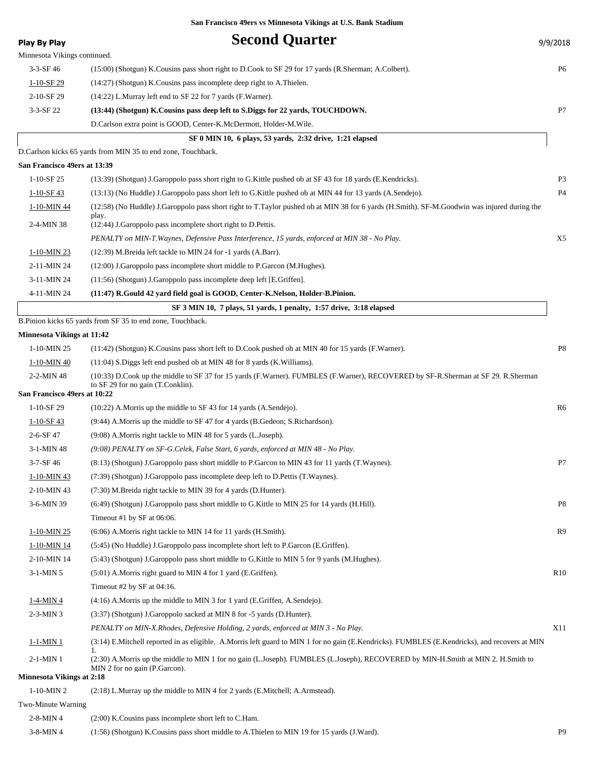San Francisco 49ers vs Minnesota Vikings at U.S. Bank Stadium

**Play By Play**

# Second Quarter

9/9/2018

Minnesota Vikings continued.

| Down | Play | |
|---|---|---|
| 3-3-SF 46 | (15:00) (Shotgun) K.Cousins pass short right to D.Cook to SF 29 for 17 yards (R.Sherman; A.Colbert). | P6 |
| 1-10-SF 29 | (14:27) (Shotgun) K.Cousins pass incomplete deep right to A.Thielen. | |
| 2-10-SF 29 | (14:22) L.Murray left end to SF 22 for 7 yards (F.Warner). | |
| 3-3-SF 22 | **(13:44) (Shotgun) K.Cousins pass deep left to S.Diggs for 22 yards, TOUCHDOWN.** | P7 |
| | D.Carlson extra point is GOOD, Center-K.McDermott, Holder-M.Wile. | |

**SF 0 MIN 10, 6 plays, 53 yards, 2:32 drive, 1:21 elapsed**

D.Carlson kicks 65 yards from MIN 35 to end zone, Touchback.

**San Francisco 49ers at 13:39**

| Down | Play | |
|---|---|---|
| 1-10-SF 25 | (13:39) (Shotgun) J.Garoppolo pass short right to G.Kittle pushed ob at SF 43 for 18 yards (E.Kendricks). | P3 |
| 1-10-SF 43 | (13:13) (No Huddle) J.Garoppolo pass short left to G.Kittle pushed ob at MIN 44 for 13 yards (A.Sendejo). | P4 |
| 1-10-MIN 44 | (12:58) (No Huddle) J.Garoppolo pass short right to T.Taylor pushed ob at MIN 38 for 6 yards (H.Smith). SF-M.Goodwin was injured during the play. | |
| 2-4-MIN 38 | (12:44) J.Garoppolo pass incomplete short right to D.Pettis. | |
| | *PENALTY on MIN-T.Waynes, Defensive Pass Interference, 15 yards, enforced at MIN 38 - No Play.* | X5 |
| 1-10-MIN 23 | (12:39) M.Breida left tackle to MIN 24 for -1 yards (A.Barr). | |
| 2-11-MIN 24 | (12:00) J.Garoppolo pass incomplete short middle to P.Garcon (M.Hughes). | |
| 3-11-MIN 24 | (11:56) (Shotgun) J.Garoppolo pass incomplete deep left [E.Griffen]. | |
| 4-11-MIN 24 | **(11:47) R.Gould 42 yard field goal is GOOD, Center-K.Nelson, Holder-B.Pinion.** | |

**SF 3 MIN 10, 7 plays, 51 yards, 1 penalty, 1:57 drive, 3:18 elapsed**

B.Pinion kicks 65 yards from SF 35 to end zone, Touchback.

**Minnesota Vikings at 11:42**

| Down | Play | |
|---|---|---|
| 1-10-MIN 25 | (11:42) (Shotgun) K.Cousins pass short left to D.Cook pushed ob at MIN 40 for 15 yards (F.Warner). | P8 |
| 1-10-MIN 40 | (11:04) S.Diggs left end pushed ob at MIN 48 for 8 yards (K.Williams). | |
| 2-2-MIN 48 | (10:33) D.Cook up the middle to SF 37 for 15 yards (F.Warner). FUMBLES (F.Warner), RECOVERED by SF-R.Sherman at SF 29. R.Sherman to SF 29 for no gain (T.Conklin). | |

**San Francisco 49ers at 10:22**

| Down | Play | |
|---|---|---|
| 1-10-SF 29 | (10:22) A.Morris up the middle to SF 43 for 14 yards (A.Sendejo). | R6 |
| 1-10-SF 43 | (9:44) A.Morris up the middle to SF 47 for 4 yards (B.Gedeon; S.Richardson). | |
| 2-6-SF 47 | (9:08) A.Morris right tackle to MIN 48 for 5 yards (L.Joseph). | |
| 3-1-MIN 48 | *(9:08) PENALTY on SF-G.Celek, False Start, 6 yards, enforced at MIN 48 - No Play.* | |
| 3-7-SF 46 | (8:13) (Shotgun) J.Garoppolo pass short middle to P.Garcon to MIN 43 for 11 yards (T.Waynes). | P7 |
| 1-10-MIN 43 | (7:39) (Shotgun) J.Garoppolo pass incomplete deep left to D.Pettis (T.Waynes). | |
| 2-10-MIN 43 | (7:30) M.Breida right tackle to MIN 39 for 4 yards (D.Hunter). | |
| 3-6-MIN 39 | (6:49) (Shotgun) J.Garoppolo pass short middle to G.Kittle to MIN 25 for 14 yards (H.Hill). | P8 |
| | Timeout #1 by SF at 06:06. | |
| 1-10-MIN 25 | (6:06) A.Morris right tackle to MIN 14 for 11 yards (H.Smith). | R9 |
| 1-10-MIN 14 | (5:45) (No Huddle) J.Garoppolo pass incomplete short left to P.Garcon (E.Griffen). | |
| 2-10-MIN 14 | (5:43) (Shotgun) J.Garoppolo pass short middle to G.Kittle to MIN 5 for 9 yards (M.Hughes). | |
| 3-1-MIN 5 | (5:01) A.Morris right guard to MIN 4 for 1 yard (E.Griffen). | R10 |
| | Timeout #2 by SF at 04:16. | |
| 1-4-MIN 4 | (4:16) A.Morris up the middle to MIN 3 for 1 yard (E.Griffen, A.Sendejo). | |
| 2-3-MIN 3 | (3:37) (Shotgun) J.Garoppolo sacked at MIN 8 for -5 yards (D.Hunter). | |
| | *PENALTY on MIN-X.Rhodes, Defensive Holding, 2 yards, enforced at MIN 3 - No Play.* | X11 |
| 1-1-MIN 1 | (3:14) E.Mitchell reported in as eligible. A.Morris left guard to MIN 1 for no gain (E.Kendricks). FUMBLES (E.Kendricks), and recovers at MIN 1. | |
| 2-1-MIN 1 | (2:30) A.Morris up the middle to MIN 1 for no gain (L.Joseph). FUMBLES (L.Joseph), RECOVERED by MIN-H.Smith at MIN 2. H.Smith to MIN 2 for no gain (P.Garcon). | |

**Minnesota Vikings at 2:18**

| Down | Play | |
|---|---|---|
| 1-10-MIN 2 | (2:18) L.Murray up the middle to MIN 4 for 2 yards (E.Mitchell; A.Armstead). | |
| | Two-Minute Warning | |
| 2-8-MIN 4 | (2:00) K.Cousins pass incomplete short left to C.Ham. | |
| 3-8-MIN 4 | (1:56) (Shotgun) K.Cousins pass short middle to A.Thielen to MIN 19 for 15 yards (J.Ward). | P9 |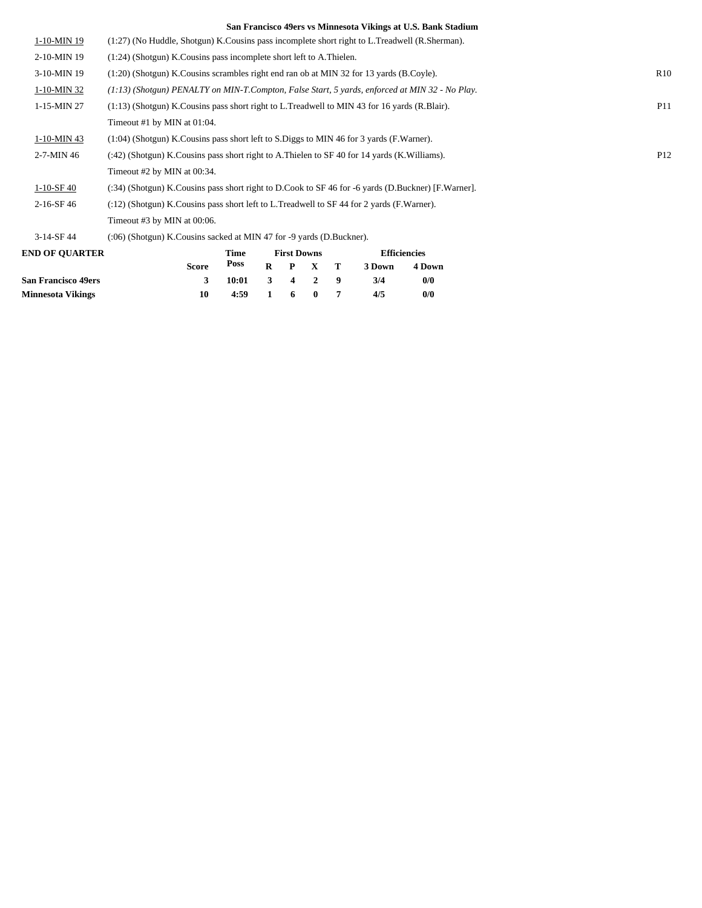### San Francisco 49ers vs Minnesota Vikings at U.S. Bank Stadium

| Down | Play | |
|---|---|---|
| 1-10-MIN 19 | (1:27) (No Huddle, Shotgun) K.Cousins pass incomplete short right to L.Treadwell (R.Sherman). | |
| 2-10-MIN 19 | (1:24) (Shotgun) K.Cousins pass incomplete short left to A.Thielen. | |
| 3-10-MIN 19 | (1:20) (Shotgun) K.Cousins scrambles right end ran ob at MIN 32 for 13 yards (B.Coyle). | R10 |
| 1-10-MIN 32 | *(1:13) (Shotgun) PENALTY on MIN-T.Compton, False Start, 5 yards, enforced at MIN 32 - No Play.* | |
| 1-15-MIN 27 | (1:13) (Shotgun) K.Cousins pass short right to L.Treadwell to MIN 43 for 16 yards (R.Blair). | P11 |
| | Timeout #1 by MIN at 01:04. | |
| 1-10-MIN 43 | (1:04) (Shotgun) K.Cousins pass short left to S.Diggs to MIN 46 for 3 yards (F.Warner). | |
| 2-7-MIN 46 | (:42) (Shotgun) K.Cousins pass short right to A.Thielen to SF 40 for 14 yards (K.Williams). | P12 |
| | Timeout #2 by MIN at 00:34. | |
| 1-10-SF 40 | (:34) (Shotgun) K.Cousins pass short right to D.Cook to SF 46 for -6 yards (D.Buckner) [F.Warner]. | |
| 2-16-SF 46 | (:12) (Shotgun) K.Cousins pass short left to L.Treadwell to SF 44 for 2 yards (F.Warner). | |
| | Timeout #3 by MIN at 00:06. | |
| 3-14-SF 44 | (:06) (Shotgun) K.Cousins sacked at MIN 47 for -9 yards (D.Buckner). | |

**END OF QUARTER**

| | Score | Time Poss | First Downs R | P | X | T | Efficiencies 3 Down | 4 Down |
|---|---|---|---|---|---|---|---|---|
| **San Francisco 49ers** | 3 | 10:01 | 3 | 4 | 2 | 9 | 3/4 | 0/0 |
| **Minnesota Vikings** | 10 | 4:59 | 1 | 6 | 0 | 7 | 4/5 | 0/0 |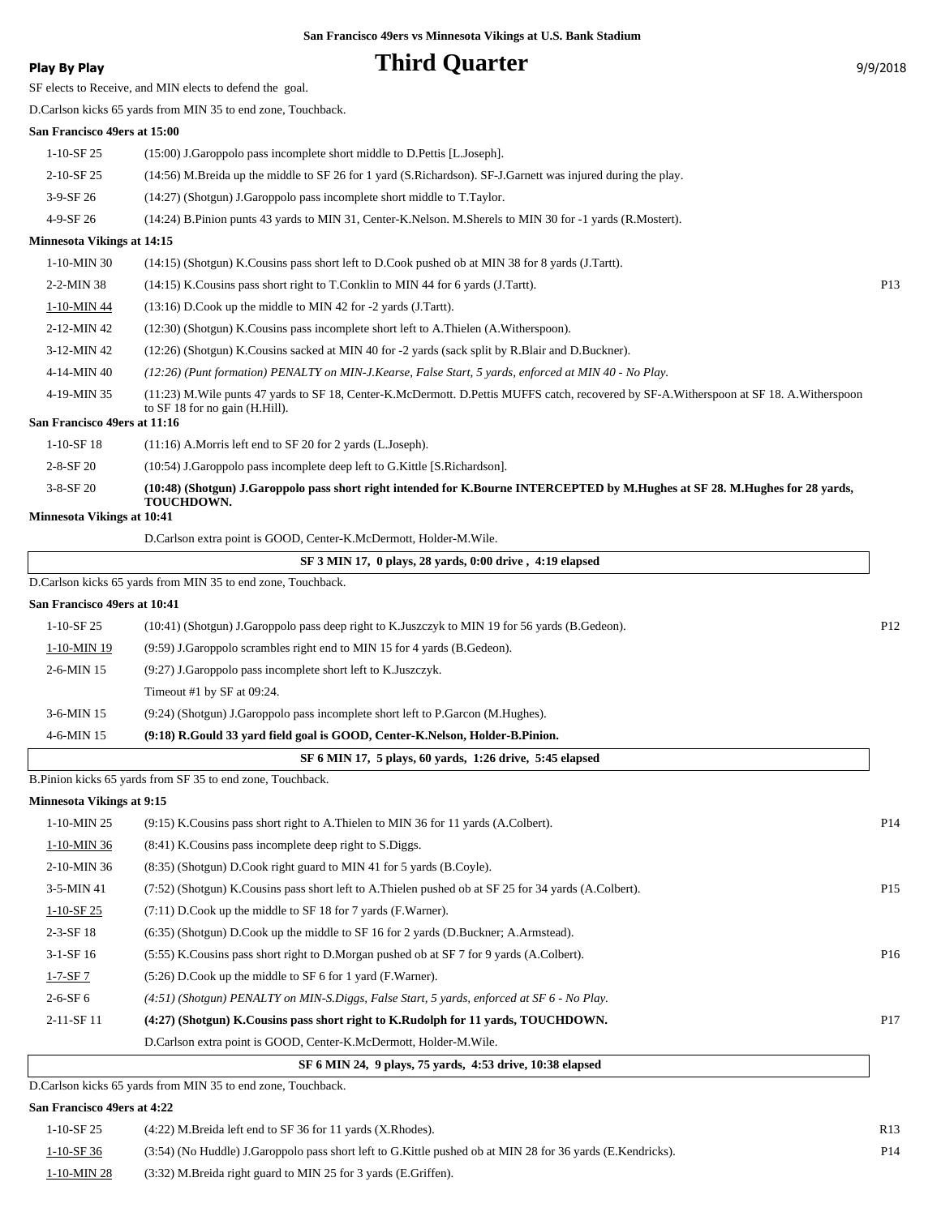San Francisco 49ers vs Minnesota Vikings at U.S. Bank Stadium

**Play By Play**

# Third Quarter

9/9/2018

SF elects to Receive, and MIN elects to defend the goal.

D.Carlson kicks 65 yards from MIN 35 to end zone, Touchback.

**San Francisco 49ers at 15:00**

| | | |
|---|---|---|
| 1-10-SF 25 | (15:00) J.Garoppolo pass incomplete short middle to D.Pettis [L.Joseph]. | |
| 2-10-SF 25 | (14:56) M.Breida up the middle to SF 26 for 1 yard (S.Richardson). SF-J.Garnett was injured during the play. | |
| 3-9-SF 26 | (14:27) (Shotgun) J.Garoppolo pass incomplete short middle to T.Taylor. | |
| 4-9-SF 26 | (14:24) B.Pinion punts 43 yards to MIN 31, Center-K.Nelson. M.Sherels to MIN 30 for -1 yards (R.Mostert). | |

**Minnesota Vikings at 14:15**

| | | |
|---|---|---|
| 1-10-MIN 30 | (14:15) (Shotgun) K.Cousins pass short left to D.Cook pushed ob at MIN 38 for 8 yards (J.Tartt). | |
| 2-2-MIN 38 | (14:15) K.Cousins pass short right to T.Conklin to MIN 44 for 6 yards (J.Tartt). | P13 |
| 1-10-MIN 44 | (13:16) D.Cook up the middle to MIN 42 for -2 yards (J.Tartt). | |
| 2-12-MIN 42 | (12:30) (Shotgun) K.Cousins pass incomplete short left to A.Thielen (A.Witherspoon). | |
| 3-12-MIN 42 | (12:26) (Shotgun) K.Cousins sacked at MIN 40 for -2 yards (sack split by R.Blair and D.Buckner). | |
| 4-14-MIN 40 | *(12:26) (Punt formation) PENALTY on MIN-J.Kearse, False Start, 5 yards, enforced at MIN 40 - No Play.* | |
| 4-19-MIN 35 | (11:23) M.Wile punts 47 yards to SF 18, Center-K.McDermott. D.Pettis MUFFS catch, recovered by SF-A.Witherspoon at SF 18. A.Witherspoon to SF 18 for no gain (H.Hill). | |

**San Francisco 49ers at 11:16**

| | | |
|---|---|---|
| 1-10-SF 18 | (11:16) A.Morris left end to SF 20 for 2 yards (L.Joseph). | |
| 2-8-SF 20 | (10:54) J.Garoppolo pass incomplete deep left to G.Kittle [S.Richardson]. | |
| 3-8-SF 20 | **(10:48) (Shotgun) J.Garoppolo pass short right intended for K.Bourne INTERCEPTED by M.Hughes at SF 28. M.Hughes for 28 yards, TOUCHDOWN.** | |

**Minnesota Vikings at 10:41**

D.Carlson extra point is GOOD, Center-K.McDermott, Holder-M.Wile.

**SF 3 MIN 17, 0 plays, 28 yards, 0:00 drive , 4:19 elapsed**

D.Carlson kicks 65 yards from MIN 35 to end zone, Touchback.

**San Francisco 49ers at 10:41**

| | | |
|---|---|---|
| 1-10-SF 25 | (10:41) (Shotgun) J.Garoppolo pass deep right to K.Juszczyk to MIN 19 for 56 yards (B.Gedeon). | P12 |
| 1-10-MIN 19 | (9:59) J.Garoppolo scrambles right end to MIN 15 for 4 yards (B.Gedeon). | |
| 2-6-MIN 15 | (9:27) J.Garoppolo pass incomplete short left to K.Juszczyk. | |
| | Timeout #1 by SF at 09:24. | |
| 3-6-MIN 15 | (9:24) (Shotgun) J.Garoppolo pass incomplete short left to P.Garcon (M.Hughes). | |
| 4-6-MIN 15 | **(9:18) R.Gould 33 yard field goal is GOOD, Center-K.Nelson, Holder-B.Pinion.** | |

**SF 6 MIN 17, 5 plays, 60 yards, 1:26 drive, 5:45 elapsed**

B.Pinion kicks 65 yards from SF 35 to end zone, Touchback.

**Minnesota Vikings at 9:15**

| | | |
|---|---|---|
| 1-10-MIN 25 | (9:15) K.Cousins pass short right to A.Thielen to MIN 36 for 11 yards (A.Colbert). | P14 |
| 1-10-MIN 36 | (8:41) K.Cousins pass incomplete deep right to S.Diggs. | |
| 2-10-MIN 36 | (8:35) (Shotgun) D.Cook right guard to MIN 41 for 5 yards (B.Coyle). | |
| 3-5-MIN 41 | (7:52) (Shotgun) K.Cousins pass short left to A.Thielen pushed ob at SF 25 for 34 yards (A.Colbert). | P15 |
| 1-10-SF 25 | (7:11) D.Cook up the middle to SF 18 for 7 yards (F.Warner). | |
| 2-3-SF 18 | (6:35) (Shotgun) D.Cook up the middle to SF 16 for 2 yards (D.Buckner; A.Armstead). | |
| 3-1-SF 16 | (5:55) K.Cousins pass short right to D.Morgan pushed ob at SF 7 for 9 yards (A.Colbert). | P16 |
| 1-7-SF 7 | (5:26) D.Cook up the middle to SF 6 for 1 yard (F.Warner). | |
| 2-6-SF 6 | *(4:51) (Shotgun) PENALTY on MIN-S.Diggs, False Start, 5 yards, enforced at SF 6 - No Play.* | |
| 2-11-SF 11 | **(4:27) (Shotgun) K.Cousins pass short right to K.Rudolph for 11 yards, TOUCHDOWN.** | P17 |
| | D.Carlson extra point is GOOD, Center-K.McDermott, Holder-M.Wile. | |

**SF 6 MIN 24, 9 plays, 75 yards, 4:53 drive, 10:38 elapsed**

D.Carlson kicks 65 yards from MIN 35 to end zone, Touchback.

**San Francisco 49ers at 4:22**

| | | |
|---|---|---|
| 1-10-SF 25 | (4:22) M.Breida left end to SF 36 for 11 yards (X.Rhodes). | R13 |
| 1-10-SF 36 | (3:54) (No Huddle) J.Garoppolo pass short left to G.Kittle pushed ob at MIN 28 for 36 yards (E.Kendricks). | P14 |
| 1-10-MIN 28 | (3:32) M.Breida right guard to MIN 25 for 3 yards (E.Griffen). | |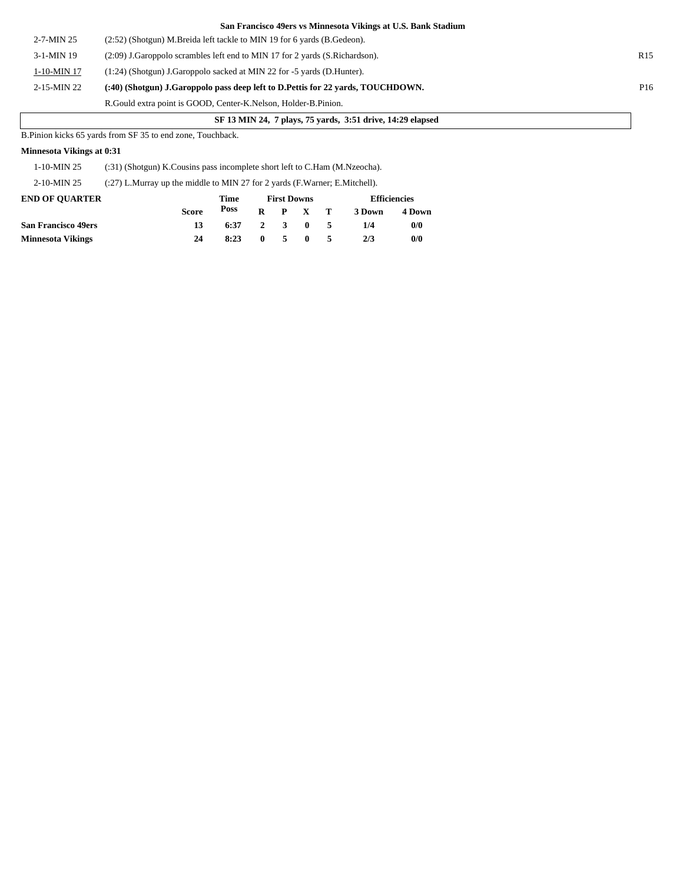**San Francisco 49ers vs Minnesota Vikings at U.S. Bank Stadium**

| | | |
|---|---|---|
| 2-7-MIN 25 | (2:52) (Shotgun) M.Breida left tackle to MIN 19 for 6 yards (B.Gedeon). | |
| 3-1-MIN 19 | (2:09) J.Garoppolo scrambles left end to MIN 17 for 2 yards (S.Richardson). | R15 |
| 1-10-MIN 17 | (1:24) (Shotgun) J.Garoppolo sacked at MIN 22 for -5 yards (D.Hunter). | |
| 2-15-MIN 22 | **(:40) (Shotgun) J.Garoppolo pass deep left to D.Pettis for 22 yards, TOUCHDOWN.** | P16 |
| | R.Gould extra point is GOOD, Center-K.Nelson, Holder-B.Pinion. | |

**SF 13 MIN 24, 7 plays, 75 yards, 3:51 drive, 14:29 elapsed**

B.Pinion kicks 65 yards from SF 35 to end zone, Touchback.

**Minnesota Vikings at 0:31**

| | |
|---|---|
| 1-10-MIN 25 | (:31) (Shotgun) K.Cousins pass incomplete short left to C.Ham (M.Nzeocha). |
| 2-10-MIN 25 | (:27) L.Murray up the middle to MIN 27 for 2 yards (F.Warner; E.Mitchell). |

| END OF QUARTER | Score | Time Poss | First Downs R | P | X | T | Efficiencies 3 Down | 4 Down |
|---|---|---|---|---|---|---|---|---|
| **San Francisco 49ers** | 13 | 6:37 | 2 | 3 | 0 | 5 | 1/4 | 0/0 |
| **Minnesota Vikings** | 24 | 8:23 | 0 | 5 | 0 | 5 | 2/3 | 0/0 |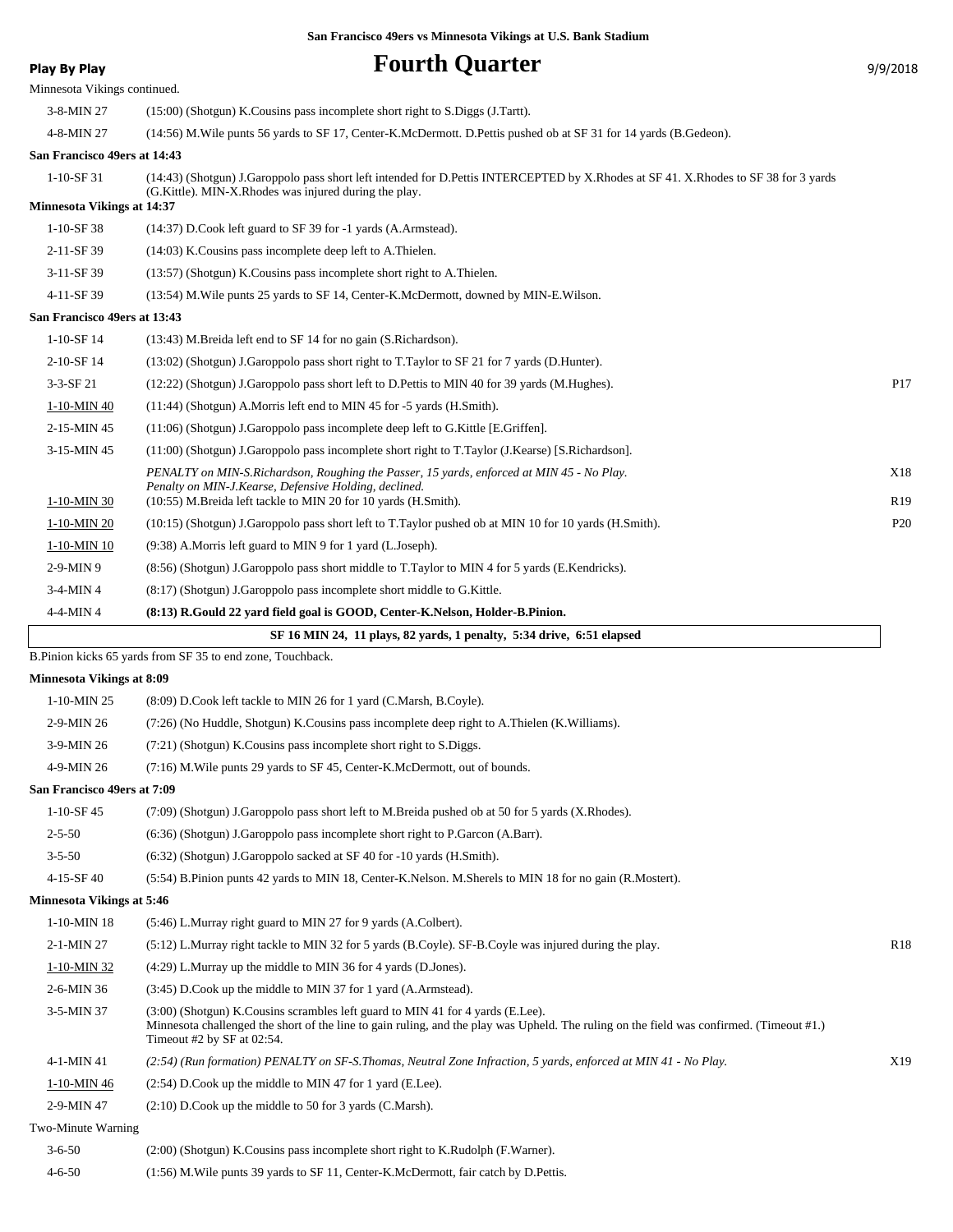San Francisco 49ers vs Minnesota Vikings at U.S. Bank Stadium

# Fourth Quarter

**Play By Play** 9/9/2018

Minnesota Vikings continued.

| Down | Play | |
|---|---|---|
| 3-8-MIN 27 | (15:00) (Shotgun) K.Cousins pass incomplete short right to S.Diggs (J.Tartt). | |
| 4-8-MIN 27 | (14:56) M.Wile punts 56 yards to SF 17, Center-K.McDermott. D.Pettis pushed ob at SF 31 for 14 yards (B.Gedeon). | |

**San Francisco 49ers at 14:43**

| Down | Play | |
|---|---|---|
| 1-10-SF 31 | (14:43) (Shotgun) J.Garoppolo pass short left intended for D.Pettis INTERCEPTED by X.Rhodes at SF 41. X.Rhodes to SF 38 for 3 yards (G.Kittle). MIN-X.Rhodes was injured during the play. | |

**Minnesota Vikings at 14:37**

| Down | Play | |
|---|---|---|
| 1-10-SF 38 | (14:37) D.Cook left guard to SF 39 for -1 yards (A.Armstead). | |
| 2-11-SF 39 | (14:03) K.Cousins pass incomplete deep left to A.Thielen. | |
| 3-11-SF 39 | (13:57) (Shotgun) K.Cousins pass incomplete short right to A.Thielen. | |
| 4-11-SF 39 | (13:54) M.Wile punts 25 yards to SF 14, Center-K.McDermott, downed by MIN-E.Wilson. | |

**San Francisco 49ers at 13:43**

| Down | Play | |
|---|---|---|
| 1-10-SF 14 | (13:43) M.Breida left end to SF 14 for no gain (S.Richardson). | |
| 2-10-SF 14 | (13:02) (Shotgun) J.Garoppolo pass short right to T.Taylor to SF 21 for 7 yards (D.Hunter). | |
| 3-3-SF 21 | (12:22) (Shotgun) J.Garoppolo pass short left to D.Pettis to MIN 40 for 39 yards (M.Hughes). | P17 |
| 1-10-MIN 40 | (11:44) (Shotgun) A.Morris left end to MIN 45 for -5 yards (H.Smith). | |
| 2-15-MIN 45 | (11:06) (Shotgun) J.Garoppolo pass incomplete deep left to G.Kittle [E.Griffen]. | |
| 3-15-MIN 45 | (11:00) (Shotgun) J.Garoppolo pass incomplete short right to T.Taylor (J.Kearse) [S.Richardson]. | |
| | *PENALTY on MIN-S.Richardson, Roughing the Passer, 15 yards, enforced at MIN 45 - No Play. Penalty on MIN-J.Kearse, Defensive Holding, declined.* | X18 |
| 1-10-MIN 30 | (10:55) M.Breida left tackle to MIN 20 for 10 yards (H.Smith). | R19 |
| 1-10-MIN 20 | (10:15) (Shotgun) J.Garoppolo pass short left to T.Taylor pushed ob at MIN 10 for 10 yards (H.Smith). | P20 |
| 1-10-MIN 10 | (9:38) A.Morris left guard to MIN 9 for 1 yard (L.Joseph). | |
| 2-9-MIN 9 | (8:56) (Shotgun) J.Garoppolo pass short middle to T.Taylor to MIN 4 for 5 yards (E.Kendricks). | |
| 3-4-MIN 4 | (8:17) (Shotgun) J.Garoppolo pass incomplete short middle to G.Kittle. | |
| 4-4-MIN 4 | **(8:13) R.Gould 22 yard field goal is GOOD, Center-K.Nelson, Holder-B.Pinion.** | |

**SF 16 MIN 24, 11 plays, 82 yards, 1 penalty, 5:34 drive, 6:51 elapsed**

B.Pinion kicks 65 yards from SF 35 to end zone, Touchback.

**Minnesota Vikings at 8:09**

| Down | Play | |
|---|---|---|
| 1-10-MIN 25 | (8:09) D.Cook left tackle to MIN 26 for 1 yard (C.Marsh, B.Coyle). | |
| 2-9-MIN 26 | (7:26) (No Huddle, Shotgun) K.Cousins pass incomplete deep right to A.Thielen (K.Williams). | |
| 3-9-MIN 26 | (7:21) (Shotgun) K.Cousins pass incomplete short right to S.Diggs. | |
| 4-9-MIN 26 | (7:16) M.Wile punts 29 yards to SF 45, Center-K.McDermott, out of bounds. | |

**San Francisco 49ers at 7:09**

| Down | Play | |
|---|---|---|
| 1-10-SF 45 | (7:09) (Shotgun) J.Garoppolo pass short left to M.Breida pushed ob at 50 for 5 yards (X.Rhodes). | |
| 2-5-50 | (6:36) (Shotgun) J.Garoppolo pass incomplete short right to P.Garcon (A.Barr). | |
| 3-5-50 | (6:32) (Shotgun) J.Garoppolo sacked at SF 40 for -10 yards (H.Smith). | |
| 4-15-SF 40 | (5:54) B.Pinion punts 42 yards to MIN 18, Center-K.Nelson. M.Sherels to MIN 18 for no gain (R.Mostert). | |

**Minnesota Vikings at 5:46**

| Down | Play | |
|---|---|---|
| 1-10-MIN 18 | (5:46) L.Murray right guard to MIN 27 for 9 yards (A.Colbert). | |
| 2-1-MIN 27 | (5:12) L.Murray right tackle to MIN 32 for 5 yards (B.Coyle). SF-B.Coyle was injured during the play. | R18 |
| 1-10-MIN 32 | (4:29) L.Murray up the middle to MIN 36 for 4 yards (D.Jones). | |
| 2-6-MIN 36 | (3:45) D.Cook up the middle to MIN 37 for 1 yard (A.Armstead). | |
| 3-5-MIN 37 | (3:00) (Shotgun) K.Cousins scrambles left guard to MIN 41 for 4 yards (E.Lee). Minnesota challenged the short of the line to gain ruling, and the play was Upheld. The ruling on the field was confirmed. (Timeout #1.) Timeout #2 by SF at 02:54. | |
| 4-1-MIN 41 | *(2:54) (Run formation) PENALTY on SF-S.Thomas, Neutral Zone Infraction, 5 yards, enforced at MIN 41 - No Play.* | X19 |
| 1-10-MIN 46 | (2:54) D.Cook up the middle to MIN 47 for 1 yard (E.Lee). | |
| 2-9-MIN 47 | (2:10) D.Cook up the middle to 50 for 3 yards (C.Marsh). | |
| | Two-Minute Warning | |
| 3-6-50 | (2:00) (Shotgun) K.Cousins pass incomplete short right to K.Rudolph (F.Warner). | |
| 4-6-50 | (1:56) M.Wile punts 39 yards to SF 11, Center-K.McDermott, fair catch by D.Pettis. | |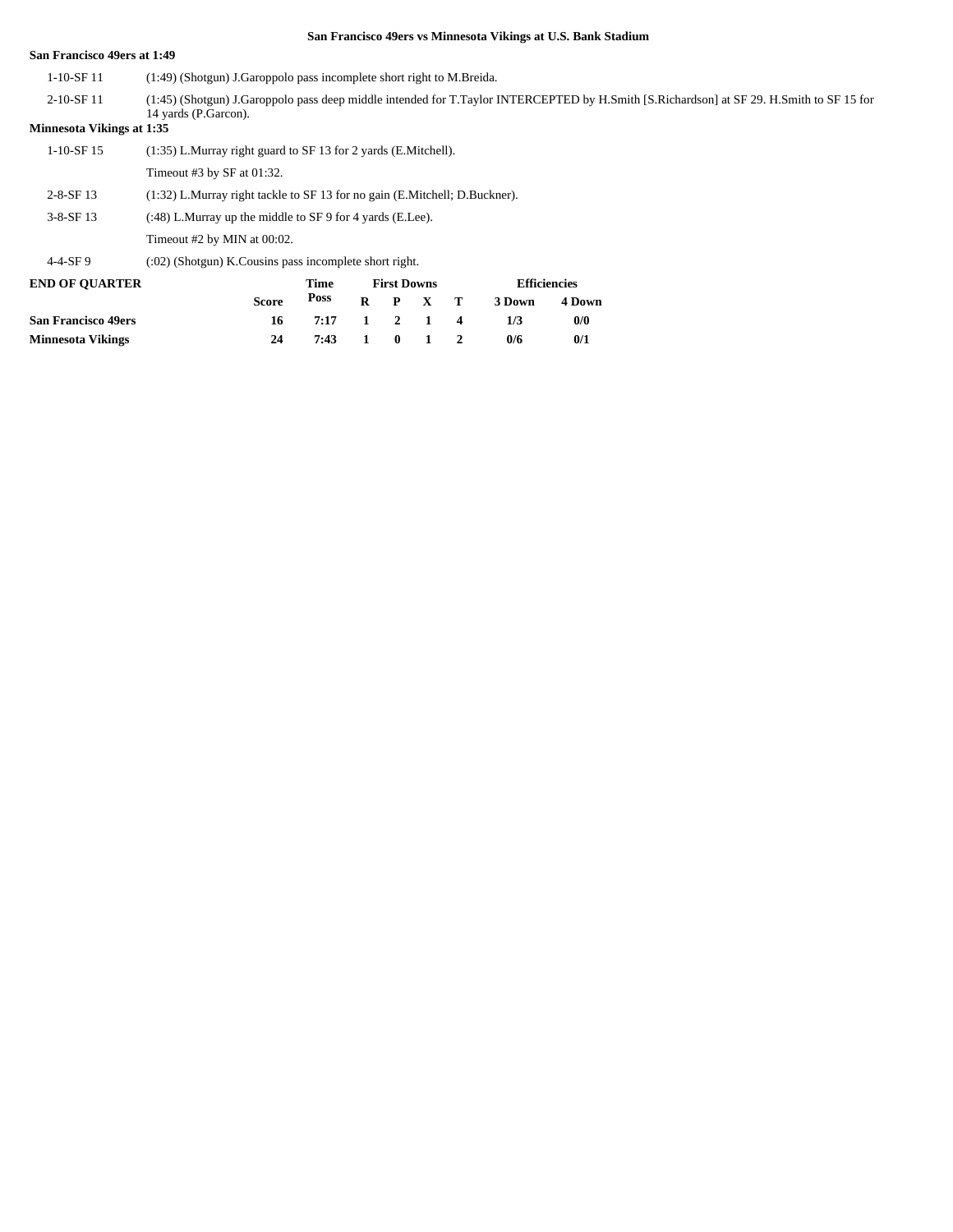## San Francisco 49ers vs Minnesota Vikings at U.S. Bank Stadium

**San Francisco 49ers at 1:49**

| | |
|---|---|
| 1-10-SF 11 | (1:49) (Shotgun) J.Garoppolo pass incomplete short right to M.Breida. |
| 2-10-SF 11 | (1:45) (Shotgun) J.Garoppolo pass deep middle intended for T.Taylor INTERCEPTED by H.Smith [S.Richardson] at SF 29. H.Smith to SF 15 for 14 yards (P.Garcon). |

**Minnesota Vikings at 1:35**

| | |
|---|---|
| 1-10-SF 15 | (1:35) L.Murray right guard to SF 13 for 2 yards (E.Mitchell). |
| | Timeout #3 by SF at 01:32. |
| 2-8-SF 13 | (1:32) L.Murray right tackle to SF 13 for no gain (E.Mitchell; D.Buckner). |
| 3-8-SF 13 | (:48) L.Murray up the middle to SF 9 for 4 yards (E.Lee). |
| | Timeout #2 by MIN at 00:02. |
| 4-4-SF 9 | (:02) (Shotgun) K.Cousins pass incomplete short right. |

| END OF QUARTER | Score | Time Poss | First Downs R | P | X | T | Efficiencies 3 Down | 4 Down |
|---|---|---|---|---|---|---|---|---|
| **San Francisco 49ers** | 16 | 7:17 | 1 | 2 | 1 | 4 | 1/3 | 0/0 |
| **Minnesota Vikings** | 24 | 7:43 | 1 | 0 | 1 | 2 | 0/6 | 0/1 |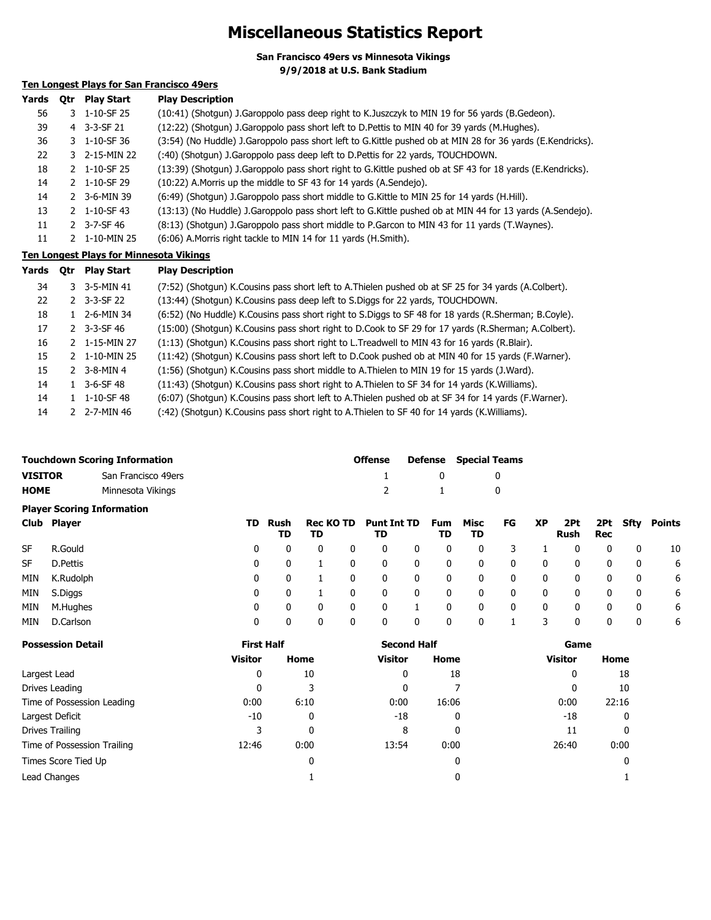# Miscellaneous Statistics Report

**San Francisco 49ers vs Minnesota Vikings**
**9/9/2018 at U.S. Bank Stadium**

## Ten Longest Plays for San Francisco 49ers

| Yards | Qtr | Play Start | Play Description |
|---|---|---|---|
| 56 | 3 | 1-10-SF 25 | (10:41) (Shotgun) J.Garoppolo pass deep right to K.Juszczyk to MIN 19 for 56 yards (B.Gedeon). |
| 39 | 4 | 3-3-SF 21 | (12:22) (Shotgun) J.Garoppolo pass short left to D.Pettis to MIN 40 for 39 yards (M.Hughes). |
| 36 | 3 | 1-10-SF 36 | (3:54) (No Huddle) J.Garoppolo pass short left to G.Kittle pushed ob at MIN 28 for 36 yards (E.Kendricks). |
| 22 | 3 | 2-15-MIN 22 | (:40) (Shotgun) J.Garoppolo pass deep left to D.Pettis for 22 yards, TOUCHDOWN. |
| 18 | 2 | 1-10-SF 25 | (13:39) (Shotgun) J.Garoppolo pass short right to G.Kittle pushed ob at SF 43 for 18 yards (E.Kendricks). |
| 14 | 2 | 1-10-SF 29 | (10:22) A.Morris up the middle to SF 43 for 14 yards (A.Sendejo). |
| 14 | 2 | 3-6-MIN 39 | (6:49) (Shotgun) J.Garoppolo pass short middle to G.Kittle to MIN 25 for 14 yards (H.Hill). |
| 13 | 2 | 1-10-SF 43 | (13:13) (No Huddle) J.Garoppolo pass short left to G.Kittle pushed ob at MIN 44 for 13 yards (A.Sendejo). |
| 11 | 2 | 3-7-SF 46 | (8:13) (Shotgun) J.Garoppolo pass short middle to P.Garcon to MIN 43 for 11 yards (T.Waynes). |
| 11 | 2 | 1-10-MIN 25 | (6:06) A.Morris right tackle to MIN 14 for 11 yards (H.Smith). |

## Ten Longest Plays for Minnesota Vikings

| Yards | Qtr | Play Start | Play Description |
|---|---|---|---|
| 34 | 3 | 3-5-MIN 41 | (7:52) (Shotgun) K.Cousins pass short left to A.Thielen pushed ob at SF 25 for 34 yards (A.Colbert). |
| 22 | 2 | 3-3-SF 22 | (13:44) (Shotgun) K.Cousins pass deep left to S.Diggs for 22 yards, TOUCHDOWN. |
| 18 | 1 | 2-6-MIN 34 | (6:52) (No Huddle) K.Cousins pass short right to S.Diggs to SF 48 for 18 yards (R.Sherman; B.Coyle). |
| 17 | 2 | 3-3-SF 46 | (15:00) (Shotgun) K.Cousins pass short right to D.Cook to SF 29 for 17 yards (R.Sherman; A.Colbert). |
| 16 | 2 | 1-15-MIN 27 | (1:13) (Shotgun) K.Cousins pass short right to L.Treadwell to MIN 43 for 16 yards (R.Blair). |
| 15 | 2 | 1-10-MIN 25 | (11:42) (Shotgun) K.Cousins pass short left to D.Cook pushed ob at MIN 40 for 15 yards (F.Warner). |
| 15 | 2 | 3-8-MIN 4 | (1:56) (Shotgun) K.Cousins pass short middle to A.Thielen to MIN 19 for 15 yards (J.Ward). |
| 14 | 1 | 3-6-SF 48 | (11:43) (Shotgun) K.Cousins pass short right to A.Thielen to SF 34 for 14 yards (K.Williams). |
| 14 | 1 | 1-10-SF 48 | (6:07) (Shotgun) K.Cousins pass short left to A.Thielen pushed ob at SF 34 for 14 yards (F.Warner). |
| 14 | 2 | 2-7-MIN 46 | (:42) (Shotgun) K.Cousins pass short right to A.Thielen to SF 40 for 14 yards (K.Williams). |

## Touchdown Scoring Information

| | | Offense | Defense | Special Teams |
|---|---|---|---|---|
| **VISITOR** | San Francisco 49ers | 1 | 0 | 0 |
| **HOME** | Minnesota Vikings | 2 | 1 | 0 |

## Player Scoring Information

| Club | Player | TD | Rush TD | Rec TD | KO TD | Punt TD | Int TD | Fum TD | Misc TD | FG | XP | 2Pt Rush | 2Pt Rec | Sfty | Points |
|---|---|---|---|---|---|---|---|---|---|---|---|---|---|---|---|
| SF | R.Gould | 0 | 0 | 0 | 0 | 0 | 0 | 0 | 0 | 3 | 1 | 0 | 0 | 0 | 10 |
| SF | D.Pettis | 0 | 0 | 1 | 0 | 0 | 0 | 0 | 0 | 0 | 0 | 0 | 0 | 0 | 6 |
| MIN | K.Rudolph | 0 | 0 | 1 | 0 | 0 | 0 | 0 | 0 | 0 | 0 | 0 | 0 | 0 | 6 |
| MIN | S.Diggs | 0 | 0 | 1 | 0 | 0 | 0 | 0 | 0 | 0 | 0 | 0 | 0 | 0 | 6 |
| MIN | M.Hughes | 0 | 0 | 0 | 0 | 0 | 1 | 0 | 0 | 0 | 0 | 0 | 0 | 0 | 6 |
| MIN | D.Carlson | 0 | 0 | 0 | 0 | 0 | 0 | 0 | 0 | 1 | 3 | 0 | 0 | 0 | 6 |

## Possession Detail

| | First Half | | Second Half | | Game | |
|---|---|---|---|---|---|---|
| | Visitor | Home | Visitor | Home | Visitor | Home |
| Largest Lead | 0 | 10 | 0 | 18 | 0 | 18 |
| Drives Leading | 0 | 3 | 0 | 7 | 0 | 10 |
| Time of Possession Leading | 0:00 | 6:10 | 0:00 | 16:06 | 0:00 | 22:16 |
| Largest Deficit | -10 | 0 | -18 | 0 | -18 | 0 |
| Drives Trailing | 3 | 0 | 8 | 0 | 11 | 0 |
| Time of Possession Trailing | 12:46 | 0:00 | 13:54 | 0:00 | 26:40 | 0:00 |
| Times Score Tied Up | | 0 | | 0 | | 0 |
| Lead Changes | | 1 | | 0 | | 1 |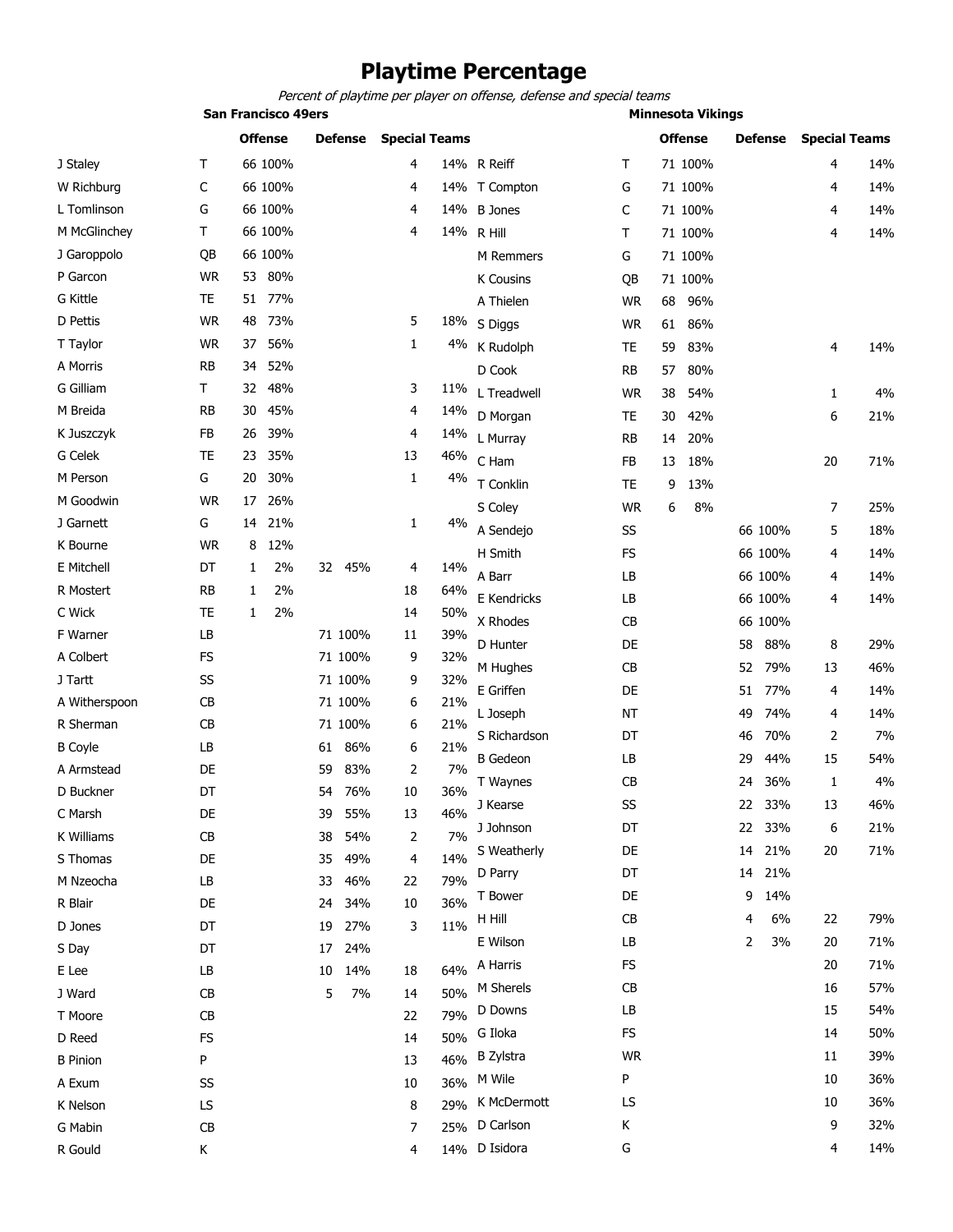# Playtime Percentage

*Percent of playtime per player on offense, defense and special teams*

## San Francisco 49ers

| Player | Pos | Offense | | Defense | | Special Teams | |
|---|---|---|---|---|---|---|---|
| J Staley | T | 66 | 100% | | | 4 | 14% |
| W Richburg | C | 66 | 100% | | | 4 | 14% |
| L Tomlinson | G | 66 | 100% | | | 4 | 14% |
| M McGlinchey | T | 66 | 100% | | | 4 | 14% |
| J Garoppolo | QB | 66 | 100% | | | | |
| P Garcon | WR | 53 | 80% | | | | |
| G Kittle | TE | 51 | 77% | | | | |
| D Pettis | WR | 48 | 73% | | | 5 | 18% |
| T Taylor | WR | 37 | 56% | | | 1 | 4% |
| A Morris | RB | 34 | 52% | | | | |
| G Gilliam | T | 32 | 48% | | | 3 | 11% |
| M Breida | RB | 30 | 45% | | | 4 | 14% |
| K Juszczyk | FB | 26 | 39% | | | 4 | 14% |
| G Celek | TE | 23 | 35% | | | 13 | 46% |
| M Person | G | 20 | 30% | | | 1 | 4% |
| M Goodwin | WR | 17 | 26% | | | | |
| J Garnett | G | 14 | 21% | | | 1 | 4% |
| K Bourne | WR | 8 | 12% | | | | |
| E Mitchell | DT | 1 | 2% | 32 | 45% | 4 | 14% |
| R Mostert | RB | 1 | 2% | | | 18 | 64% |
| C Wick | TE | 1 | 2% | | | 14 | 50% |
| F Warner | LB | | | 71 | 100% | 11 | 39% |
| A Colbert | FS | | | 71 | 100% | 9 | 32% |
| J Tartt | SS | | | 71 | 100% | 9 | 32% |
| A Witherspoon | CB | | | 71 | 100% | 6 | 21% |
| R Sherman | CB | | | 71 | 100% | 6 | 21% |
| B Coyle | LB | | | 61 | 86% | 6 | 21% |
| A Armstead | DE | | | 59 | 83% | 2 | 7% |
| D Buckner | DT | | | 54 | 76% | 10 | 36% |
| C Marsh | DE | | | 39 | 55% | 13 | 46% |
| K Williams | CB | | | 38 | 54% | 2 | 7% |
| S Thomas | DE | | | 35 | 49% | 4 | 14% |
| M Nzeocha | LB | | | 33 | 46% | 22 | 79% |
| R Blair | DE | | | 24 | 34% | 10 | 36% |
| D Jones | DT | | | 19 | 27% | 3 | 11% |
| S Day | DT | | | 17 | 24% | | |
| E Lee | LB | | | 10 | 14% | 18 | 64% |
| J Ward | CB | | | 5 | 7% | 14 | 50% |
| T Moore | CB | | | | | 22 | 79% |
| D Reed | FS | | | | | 14 | 50% |
| B Pinion | P | | | | | 13 | 46% |
| A Exum | SS | | | | | 10 | 36% |
| K Nelson | LS | | | | | 8 | 29% |
| G Mabin | CB | | | | | 7 | 25% |
| R Gould | K | | | | | 4 | 14% |

## Minnesota Vikings

| Player | Pos | Offense | | Defense | | Special Teams | |
|---|---|---|---|---|---|---|---|
| R Reiff | T | 71 | 100% | | | 4 | 14% |
| T Compton | G | 71 | 100% | | | 4 | 14% |
| B Jones | C | 71 | 100% | | | 4 | 14% |
| R Hill | T | 71 | 100% | | | 4 | 14% |
| M Remmers | G | 71 | 100% | | | | |
| K Cousins | QB | 71 | 100% | | | | |
| A Thielen | WR | 68 | 96% | | | | |
| S Diggs | WR | 61 | 86% | | | | |
| K Rudolph | TE | 59 | 83% | | | 4 | 14% |
| D Cook | RB | 57 | 80% | | | | |
| L Treadwell | WR | 38 | 54% | | | 1 | 4% |
| D Morgan | TE | 30 | 42% | | | 6 | 21% |
| L Murray | RB | 14 | 20% | | | | |
| C Ham | FB | 13 | 18% | | | 20 | 71% |
| T Conklin | TE | 9 | 13% | | | | |
| S Coley | WR | 6 | 8% | | | 7 | 25% |
| A Sendejo | SS | | | 66 | 100% | 5 | 18% |
| H Smith | FS | | | 66 | 100% | 4 | 14% |
| A Barr | LB | | | 66 | 100% | 4 | 14% |
| E Kendricks | LB | | | 66 | 100% | 4 | 14% |
| X Rhodes | CB | | | 66 | 100% | | |
| D Hunter | DE | | | 58 | 88% | 8 | 29% |
| M Hughes | CB | | | 52 | 79% | 13 | 46% |
| E Griffen | DE | | | 51 | 77% | 4 | 14% |
| L Joseph | NT | | | 49 | 74% | 4 | 14% |
| S Richardson | DT | | | 46 | 70% | 2 | 7% |
| B Gedeon | LB | | | 29 | 44% | 15 | 54% |
| T Waynes | CB | | | 24 | 36% | 1 | 4% |
| J Kearse | SS | | | 22 | 33% | 13 | 46% |
| J Johnson | DT | | | 22 | 33% | 6 | 21% |
| S Weatherly | DE | | | 14 | 21% | 20 | 71% |
| D Parry | DT | | | 14 | 21% | | |
| T Bower | DE | | | 9 | 14% | | |
| H Hill | CB | | | 4 | 6% | 22 | 79% |
| E Wilson | LB | | | 2 | 3% | 20 | 71% |
| A Harris | FS | | | | | 20 | 71% |
| M Sherels | CB | | | | | 16 | 57% |
| D Downs | LB | | | | | 15 | 54% |
| G Iloka | FS | | | | | 14 | 50% |
| B Zylstra | WR | | | | | 11 | 39% |
| M Wile | P | | | | | 10 | 36% |
| K McDermott | LS | | | | | 10 | 36% |
| D Carlson | K | | | | | 9 | 32% |
| D Isidora | G | | | | | 4 | 14% |